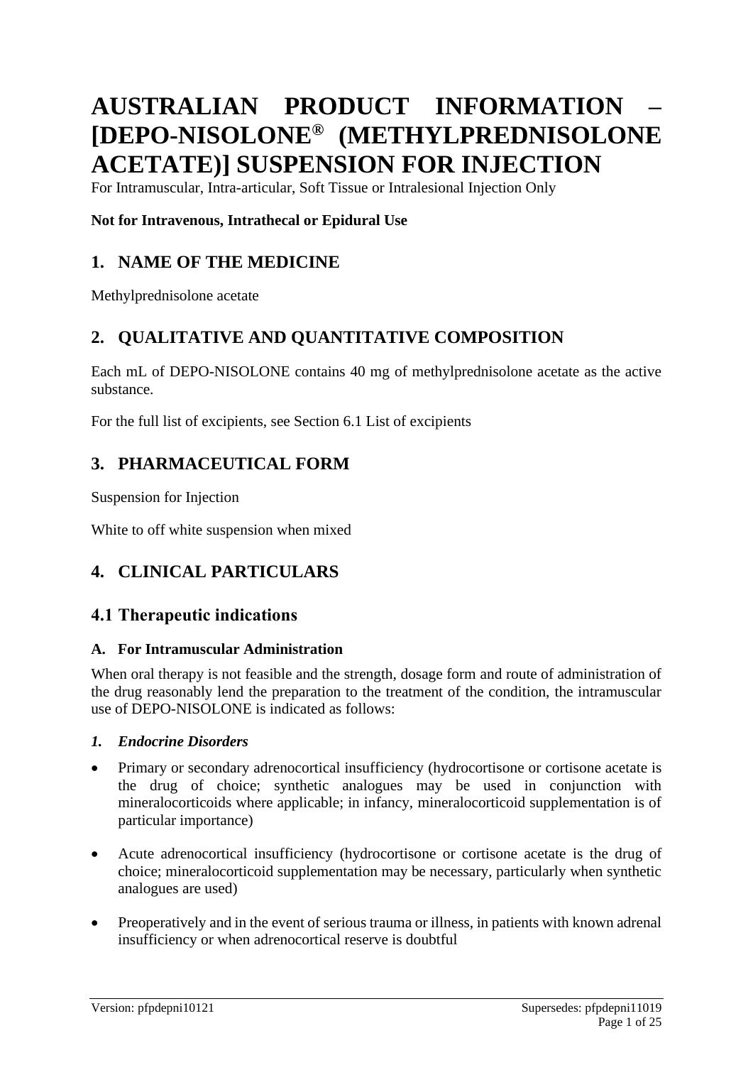# AUSTRALIAN PRODUCT INFORMATION – [DEPO-NISOLONE® (METHYLPREDNISOLONE ACETATE)] SUSPENSION FOR INJECTION

For Intramuscular, Intra-articular, Soft Tissue or Intralesional Injection Only

**Not for Intravenous, Intrathecal or Epidural Use**

## 1. NAME OF THE MEDICINE

Methylprednisolone acetate

## 2. QUALITATIVE AND QUANTITATIVE COMPOSITION

Each mL of DEPO-NISOLONE contains 40 mg of methylprednisolone acetate as the active substance.

For the full list of excipients, see Section 6.1 List of excipients

## 3. PHARMACEUTICAL FORM

Suspension for Injection

White to off white suspension when mixed

## 4. CLINICAL PARTICULARS

## 4.1 Therapeutic indications

### A. For Intramuscular Administration

When oral therapy is not feasible and the strength, dosage form and route of administration of the drug reasonably lend the preparation to the treatment of the condition, the intramuscular use of DEPO-NISOLONE is indicated as follows:

#### *1. Endocrine Disorders*

- Primary or secondary adrenocortical insufficiency (hydrocortisone or cortisone acetate is the drug of choice; synthetic analogues may be used in conjunction with mineralocorticoids where applicable; in infancy, mineralocorticoid supplementation is of particular importance)
- Acute adrenocortical insufficiency (hydrocortisone or cortisone acetate is the drug of choice; mineralocorticoid supplementation may be necessary, particularly when synthetic analogues are used)
- Preoperatively and in the event of serious trauma or illness, in patients with known adrenal insufficiency or when adrenocortical reserve is doubtful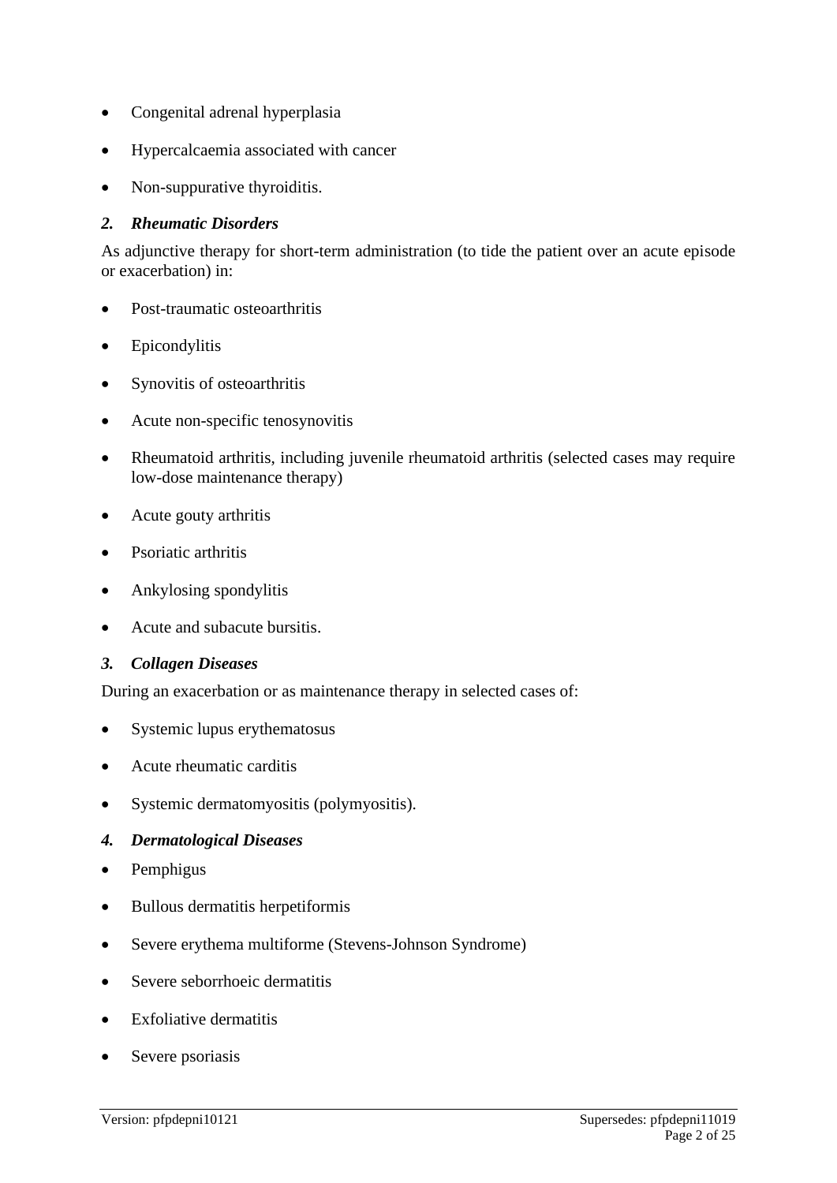- Congenital adrenal hyperplasia
- Hypercalcaemia associated with cancer
- Non-suppurative thyroiditis.

### *2. Rheumatic Disorders*

As adjunctive therapy for short-term administration (to tide the patient over an acute episode or exacerbation) in:

- Post-traumatic osteoarthritis
- Epicondylitis
- Synovitis of osteoarthritis
- Acute non-specific tenosynovitis
- Rheumatoid arthritis, including juvenile rheumatoid arthritis (selected cases may require low-dose maintenance therapy)
- Acute gouty arthritis
- Psoriatic arthritis
- Ankylosing spondylitis
- Acute and subacute bursitis.

### *3. Collagen Diseases*

During an exacerbation or as maintenance therapy in selected cases of:

- Systemic lupus erythematosus
- Acute rheumatic carditis
- Systemic dermatomyositis (polymyositis).

### *4. Dermatological Diseases*

- Pemphigus
- Bullous dermatitis herpetiformis
- Severe erythema multiforme (Stevens-Johnson Syndrome)
- Severe seborrhoeic dermatitis
- Exfoliative dermatitis
- Severe psoriasis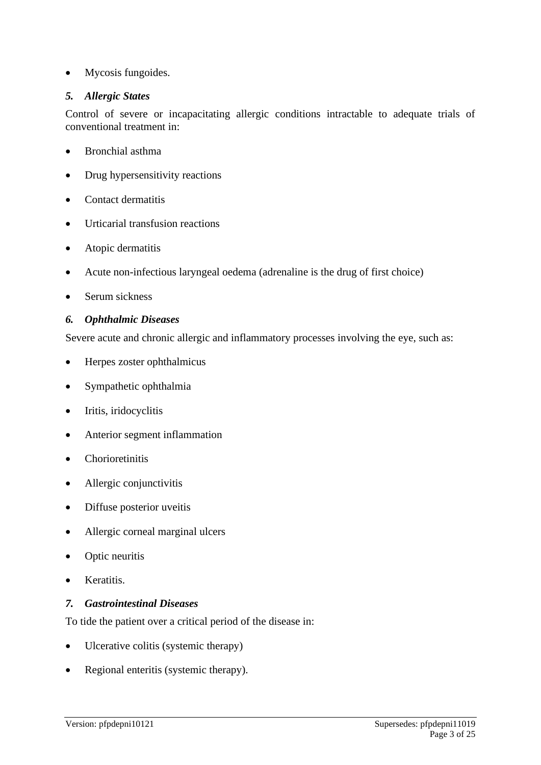- Mycosis fungoides.

### *5. Allergic States*

Control of severe or incapacitating allergic conditions intractable to adequate trials of conventional treatment in:

- Bronchial asthma
- Drug hypersensitivity reactions
- Contact dermatitis
- Urticarial transfusion reactions
- Atopic dermatitis
- Acute non-infectious laryngeal oedema (adrenaline is the drug of first choice)
- Serum sickness

### *6. Ophthalmic Diseases*

Severe acute and chronic allergic and inflammatory processes involving the eye, such as:

- Herpes zoster ophthalmicus
- Sympathetic ophthalmia
- Iritis, iridocyclitis
- Anterior segment inflammation
- Chorioretinitis
- Allergic conjunctivitis
- Diffuse posterior uveitis
- Allergic corneal marginal ulcers
- Optic neuritis
- Keratitis.

### *7. Gastrointestinal Diseases*

To tide the patient over a critical period of the disease in:

- Ulcerative colitis (systemic therapy)
- Regional enteritis (systemic therapy).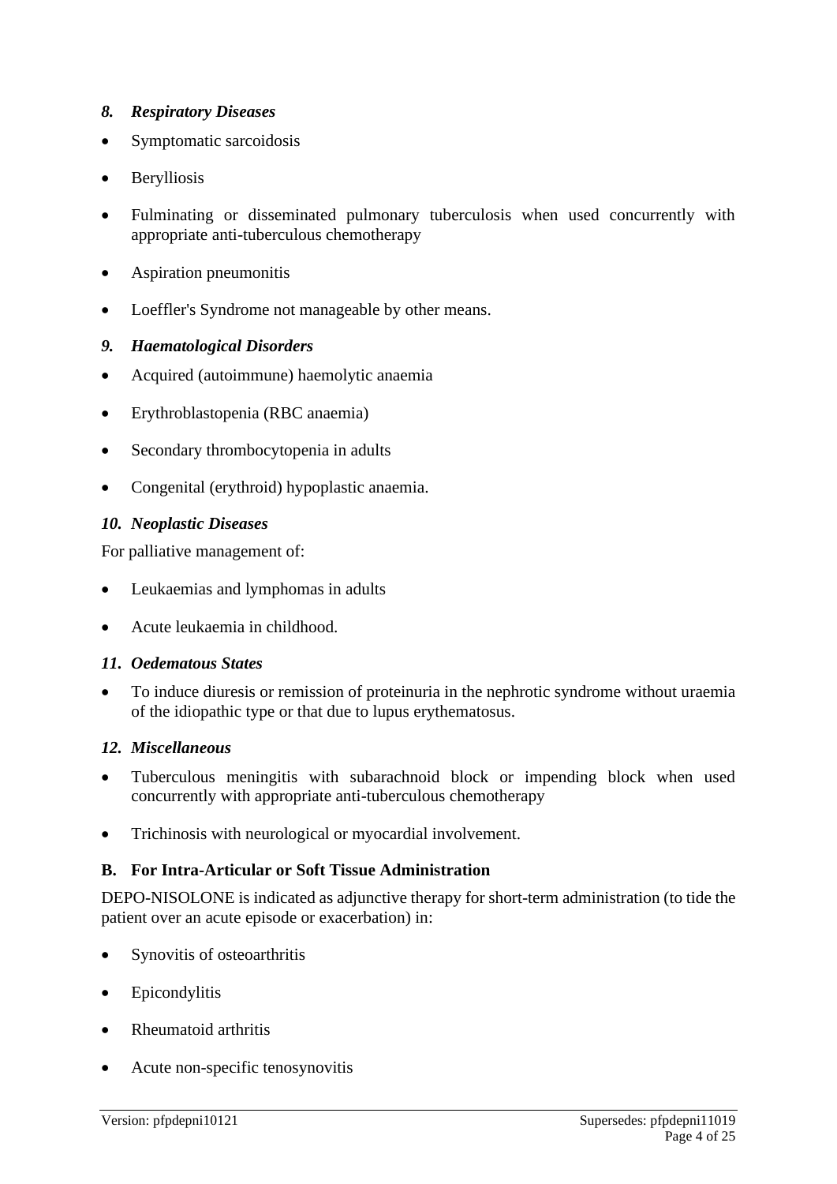*8. Respiratory Diseases*

- Symptomatic sarcoidosis
- Berylliosis
- Fulminating or disseminated pulmonary tuberculosis when used concurrently with appropriate anti-tuberculous chemotherapy
- Aspiration pneumonitis
- Loeffler's Syndrome not manageable by other means.

*9. Haematological Disorders*

- Acquired (autoimmune) haemolytic anaemia
- Erythroblastopenia (RBC anaemia)
- Secondary thrombocytopenia in adults
- Congenital (erythroid) hypoplastic anaemia.

*10. Neoplastic Diseases*

For palliative management of:

- Leukaemias and lymphomas in adults
- Acute leukaemia in childhood.

*11. Oedematous States*

- To induce diuresis or remission of proteinuria in the nephrotic syndrome without uraemia of the idiopathic type or that due to lupus erythematosus.

*12. Miscellaneous*

- Tuberculous meningitis with subarachnoid block or impending block when used concurrently with appropriate anti-tuberculous chemotherapy
- Trichinosis with neurological or myocardial involvement.

**B. For Intra-Articular or Soft Tissue Administration**

DEPO-NISOLONE is indicated as adjunctive therapy for short-term administration (to tide the patient over an acute episode or exacerbation) in:

- Synovitis of osteoarthritis
- Epicondylitis
- Rheumatoid arthritis
- Acute non-specific tenosynovitis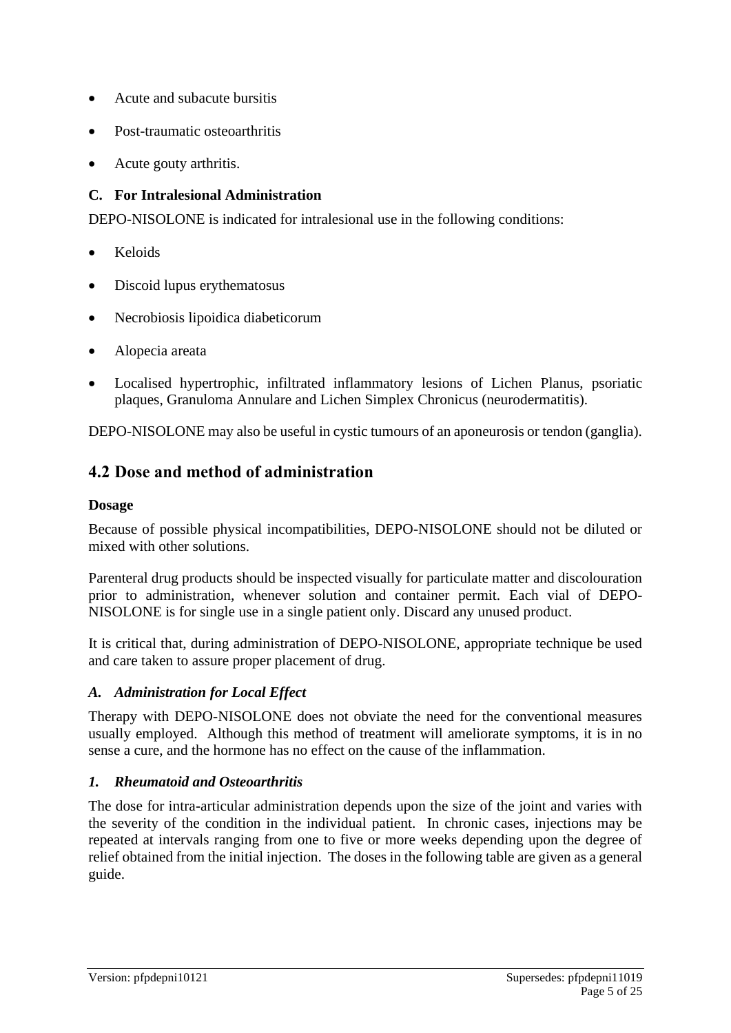- Acute and subacute bursitis
- Post-traumatic osteoarthritis
- Acute gouty arthritis.

### C. For Intralesional Administration

DEPO-NISOLONE is indicated for intralesional use in the following conditions:

- Keloids
- Discoid lupus erythematosus
- Necrobiosis lipoidica diabeticorum
- Alopecia areata
- Localised hypertrophic, infiltrated inflammatory lesions of Lichen Planus, psoriatic plaques, Granuloma Annulare and Lichen Simplex Chronicus (neurodermatitis).

DEPO-NISOLONE may also be useful in cystic tumours of an aponeurosis or tendon (ganglia).

## 4.2 Dose and method of administration

**Dosage**

Because of possible physical incompatibilities, DEPO-NISOLONE should not be diluted or mixed with other solutions.

Parenteral drug products should be inspected visually for particulate matter and discolouration prior to administration, whenever solution and container permit. Each vial of DEPO-NISOLONE is for single use in a single patient only. Discard any unused product.

It is critical that, during administration of DEPO-NISOLONE, appropriate technique be used and care taken to assure proper placement of drug.

### *A. Administration for Local Effect*

Therapy with DEPO-NISOLONE does not obviate the need for the conventional measures usually employed. Although this method of treatment will ameliorate symptoms, it is in no sense a cure, and the hormone has no effect on the cause of the inflammation.

### *1. Rheumatoid and Osteoarthritis*

The dose for intra-articular administration depends upon the size of the joint and varies with the severity of the condition in the individual patient. In chronic cases, injections may be repeated at intervals ranging from one to five or more weeks depending upon the degree of relief obtained from the initial injection. The doses in the following table are given as a general guide.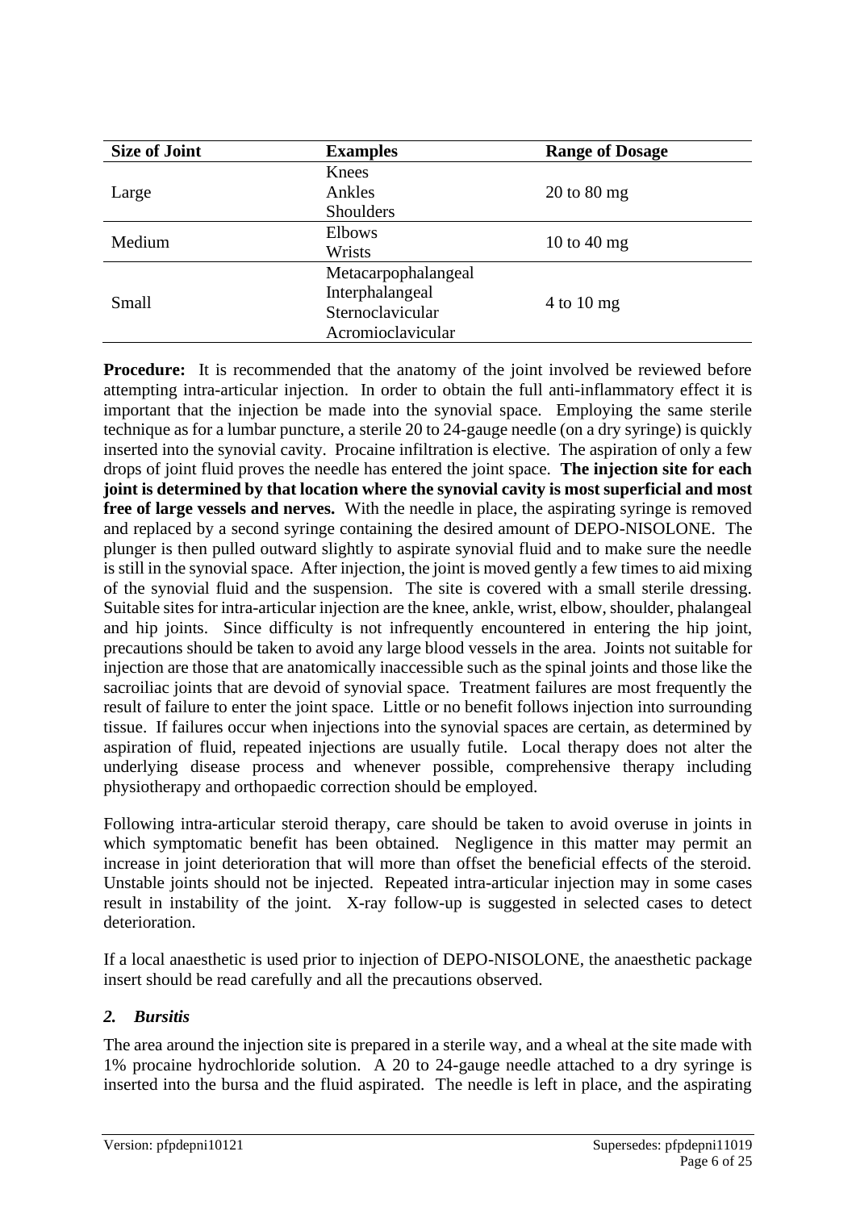| Size of Joint | Examples | Range of Dosage |
|---|---|---|
| Large | Knees<br>Ankles<br>Shoulders | 20 to 80 mg |
| Medium | Elbows<br>Wrists | 10 to 40 mg |
| Small | Metacarpophalangeal<br>Interphalangeal<br>Sternoclavicular<br>Acromioclavicular | 4 to 10 mg |

**Procedure:** It is recommended that the anatomy of the joint involved be reviewed before attempting intra-articular injection. In order to obtain the full anti-inflammatory effect it is important that the injection be made into the synovial space. Employing the same sterile technique as for a lumbar puncture, a sterile 20 to 24-gauge needle (on a dry syringe) is quickly inserted into the synovial cavity. Procaine infiltration is elective. The aspiration of only a few drops of joint fluid proves the needle has entered the joint space. **The injection site for each joint is determined by that location where the synovial cavity is most superficial and most free of large vessels and nerves.** With the needle in place, the aspirating syringe is removed and replaced by a second syringe containing the desired amount of DEPO-NISOLONE. The plunger is then pulled outward slightly to aspirate synovial fluid and to make sure the needle is still in the synovial space. After injection, the joint is moved gently a few times to aid mixing of the synovial fluid and the suspension. The site is covered with a small sterile dressing. Suitable sites for intra-articular injection are the knee, ankle, wrist, elbow, shoulder, phalangeal and hip joints. Since difficulty is not infrequently encountered in entering the hip joint, precautions should be taken to avoid any large blood vessels in the area. Joints not suitable for injection are those that are anatomically inaccessible such as the spinal joints and those like the sacroiliac joints that are devoid of synovial space. Treatment failures are most frequently the result of failure to enter the joint space. Little or no benefit follows injection into surrounding tissue. If failures occur when injections into the synovial spaces are certain, as determined by aspiration of fluid, repeated injections are usually futile. Local therapy does not alter the underlying disease process and whenever possible, comprehensive therapy including physiotherapy and orthopaedic correction should be employed.

Following intra-articular steroid therapy, care should be taken to avoid overuse in joints in which symptomatic benefit has been obtained. Negligence in this matter may permit an increase in joint deterioration that will more than offset the beneficial effects of the steroid. Unstable joints should not be injected. Repeated intra-articular injection may in some cases result in instability of the joint. X-ray follow-up is suggested in selected cases to detect deterioration.

If a local anaesthetic is used prior to injection of DEPO-NISOLONE, the anaesthetic package insert should be read carefully and all the precautions observed.

### *2. Bursitis*

The area around the injection site is prepared in a sterile way, and a wheal at the site made with 1% procaine hydrochloride solution. A 20 to 24-gauge needle attached to a dry syringe is inserted into the bursa and the fluid aspirated. The needle is left in place, and the aspirating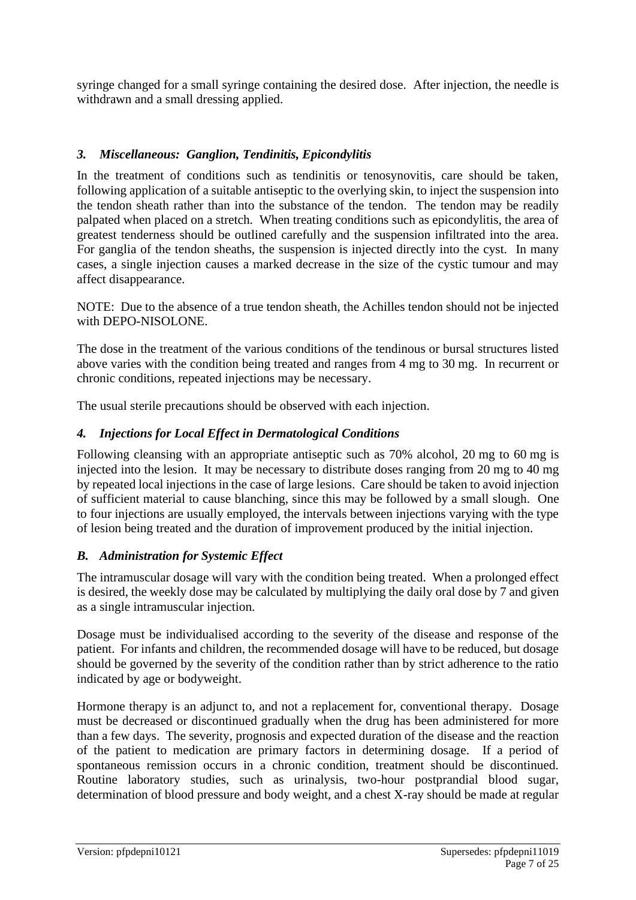syringe changed for a small syringe containing the desired dose. After injection, the needle is withdrawn and a small dressing applied.

### *3. Miscellaneous: Ganglion, Tendinitis, Epicondylitis*

In the treatment of conditions such as tendinitis or tenosynovitis, care should be taken, following application of a suitable antiseptic to the overlying skin, to inject the suspension into the tendon sheath rather than into the substance of the tendon. The tendon may be readily palpated when placed on a stretch. When treating conditions such as epicondylitis, the area of greatest tenderness should be outlined carefully and the suspension infiltrated into the area. For ganglia of the tendon sheaths, the suspension is injected directly into the cyst. In many cases, a single injection causes a marked decrease in the size of the cystic tumour and may affect disappearance.

NOTE: Due to the absence of a true tendon sheath, the Achilles tendon should not be injected with DEPO-NISOLONE.

The dose in the treatment of the various conditions of the tendinous or bursal structures listed above varies with the condition being treated and ranges from 4 mg to 30 mg. In recurrent or chronic conditions, repeated injections may be necessary.

The usual sterile precautions should be observed with each injection.

### *4. Injections for Local Effect in Dermatological Conditions*

Following cleansing with an appropriate antiseptic such as 70% alcohol, 20 mg to 60 mg is injected into the lesion. It may be necessary to distribute doses ranging from 20 mg to 40 mg by repeated local injections in the case of large lesions. Care should be taken to avoid injection of sufficient material to cause blanching, since this may be followed by a small slough. One to four injections are usually employed, the intervals between injections varying with the type of lesion being treated and the duration of improvement produced by the initial injection.

### *B. Administration for Systemic Effect*

The intramuscular dosage will vary with the condition being treated. When a prolonged effect is desired, the weekly dose may be calculated by multiplying the daily oral dose by 7 and given as a single intramuscular injection.

Dosage must be individualised according to the severity of the disease and response of the patient. For infants and children, the recommended dosage will have to be reduced, but dosage should be governed by the severity of the condition rather than by strict adherence to the ratio indicated by age or bodyweight.

Hormone therapy is an adjunct to, and not a replacement for, conventional therapy. Dosage must be decreased or discontinued gradually when the drug has been administered for more than a few days. The severity, prognosis and expected duration of the disease and the reaction of the patient to medication are primary factors in determining dosage. If a period of spontaneous remission occurs in a chronic condition, treatment should be discontinued. Routine laboratory studies, such as urinalysis, two-hour postprandial blood sugar, determination of blood pressure and body weight, and a chest X-ray should be made at regular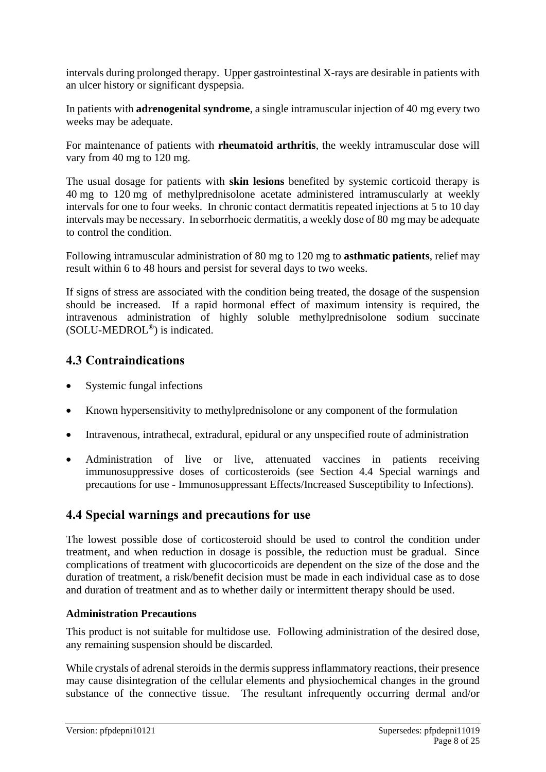intervals during prolonged therapy. Upper gastrointestinal X-rays are desirable in patients with an ulcer history or significant dyspepsia.

In patients with **adrenogenital syndrome**, a single intramuscular injection of 40 mg every two weeks may be adequate.

For maintenance of patients with **rheumatoid arthritis**, the weekly intramuscular dose will vary from 40 mg to 120 mg.

The usual dosage for patients with **skin lesions** benefited by systemic corticoid therapy is 40 mg to 120 mg of methylprednisolone acetate administered intramuscularly at weekly intervals for one to four weeks. In chronic contact dermatitis repeated injections at 5 to 10 day intervals may be necessary. In seborrhoeic dermatitis, a weekly dose of 80 mg may be adequate to control the condition.

Following intramuscular administration of 80 mg to 120 mg to **asthmatic patients**, relief may result within 6 to 48 hours and persist for several days to two weeks.

If signs of stress are associated with the condition being treated, the dosage of the suspension should be increased. If a rapid hormonal effect of maximum intensity is required, the intravenous administration of highly soluble methylprednisolone sodium succinate (SOLU-MEDROL®) is indicated.

## 4.3 Contraindications

- Systemic fungal infections
- Known hypersensitivity to methylprednisolone or any component of the formulation
- Intravenous, intrathecal, extradural, epidural or any unspecified route of administration
- Administration of live or live, attenuated vaccines in patients receiving immunosuppressive doses of corticosteroids (see Section 4.4 Special warnings and precautions for use - Immunosuppressant Effects/Increased Susceptibility to Infections).

## 4.4 Special warnings and precautions for use

The lowest possible dose of corticosteroid should be used to control the condition under treatment, and when reduction in dosage is possible, the reduction must be gradual. Since complications of treatment with glucocorticoids are dependent on the size of the dose and the duration of treatment, a risk/benefit decision must be made in each individual case as to dose and duration of treatment and as to whether daily or intermittent therapy should be used.

**Administration Precautions**

This product is not suitable for multidose use. Following administration of the desired dose, any remaining suspension should be discarded.

While crystals of adrenal steroids in the dermis suppress inflammatory reactions, their presence may cause disintegration of the cellular elements and physiochemical changes in the ground substance of the connective tissue. The resultant infrequently occurring dermal and/or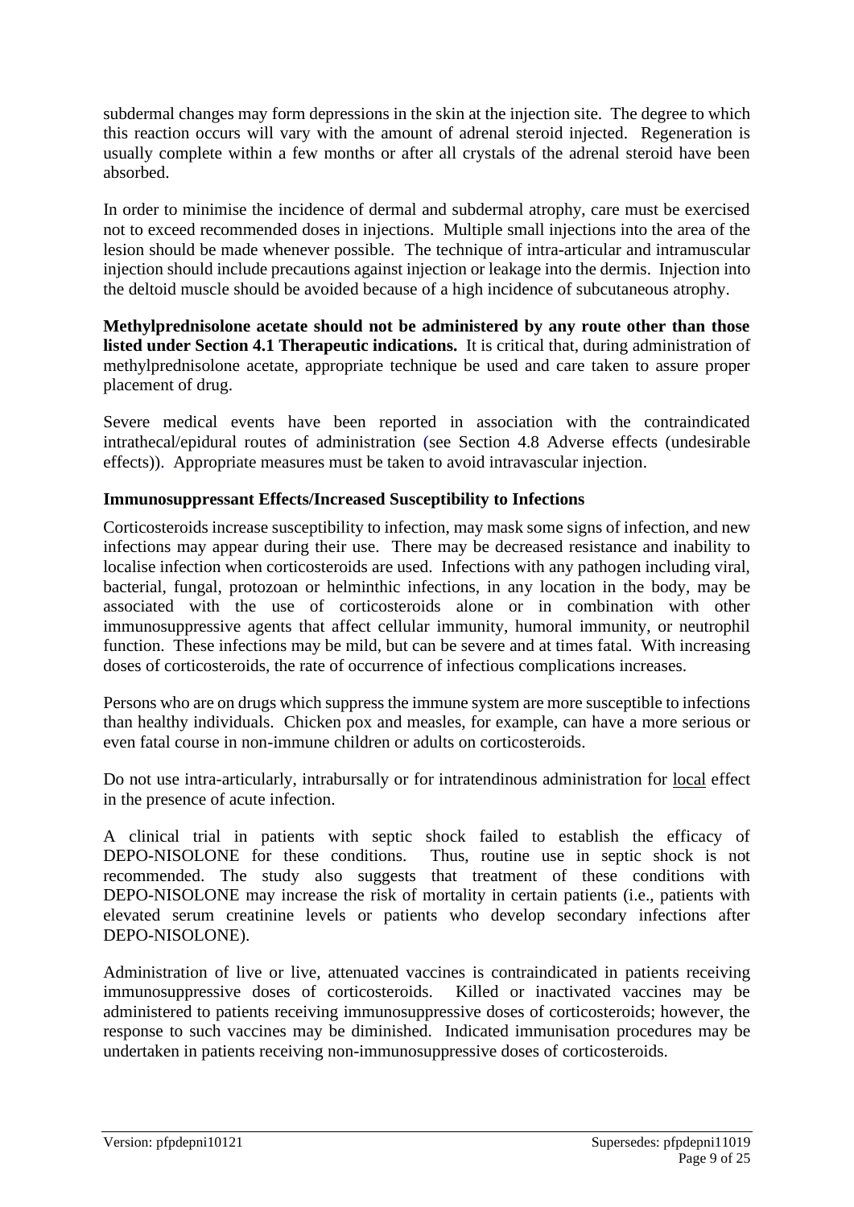subdermal changes may form depressions in the skin at the injection site. The degree to which this reaction occurs will vary with the amount of adrenal steroid injected. Regeneration is usually complete within a few months or after all crystals of the adrenal steroid have been absorbed.

In order to minimise the incidence of dermal and subdermal atrophy, care must be exercised not to exceed recommended doses in injections. Multiple small injections into the area of the lesion should be made whenever possible. The technique of intra-articular and intramuscular injection should include precautions against injection or leakage into the dermis. Injection into the deltoid muscle should be avoided because of a high incidence of subcutaneous atrophy.

**Methylprednisolone acetate should not be administered by any route other than those listed under Section 4.1 Therapeutic indications.** It is critical that, during administration of methylprednisolone acetate, appropriate technique be used and care taken to assure proper placement of drug.

Severe medical events have been reported in association with the contraindicated intrathecal/epidural routes of administration (see Section 4.8 Adverse effects (undesirable effects)). Appropriate measures must be taken to avoid intravascular injection.

**Immunosuppressant Effects/Increased Susceptibility to Infections**

Corticosteroids increase susceptibility to infection, may mask some signs of infection, and new infections may appear during their use. There may be decreased resistance and inability to localise infection when corticosteroids are used. Infections with any pathogen including viral, bacterial, fungal, protozoan or helminthic infections, in any location in the body, may be associated with the use of corticosteroids alone or in combination with other immunosuppressive agents that affect cellular immunity, humoral immunity, or neutrophil function. These infections may be mild, but can be severe and at times fatal. With increasing doses of corticosteroids, the rate of occurrence of infectious complications increases.

Persons who are on drugs which suppress the immune system are more susceptible to infections than healthy individuals. Chicken pox and measles, for example, can have a more serious or even fatal course in non-immune children or adults on corticosteroids.

Do not use intra-articularly, intrabursally or for intratendinous administration for local effect in the presence of acute infection.

A clinical trial in patients with septic shock failed to establish the efficacy of DEPO-NISOLONE for these conditions. Thus, routine use in septic shock is not recommended. The study also suggests that treatment of these conditions with DEPO-NISOLONE may increase the risk of mortality in certain patients (i.e., patients with elevated serum creatinine levels or patients who develop secondary infections after DEPO-NISOLONE).

Administration of live or live, attenuated vaccines is contraindicated in patients receiving immunosuppressive doses of corticosteroids. Killed or inactivated vaccines may be administered to patients receiving immunosuppressive doses of corticosteroids; however, the response to such vaccines may be diminished. Indicated immunisation procedures may be undertaken in patients receiving non-immunosuppressive doses of corticosteroids.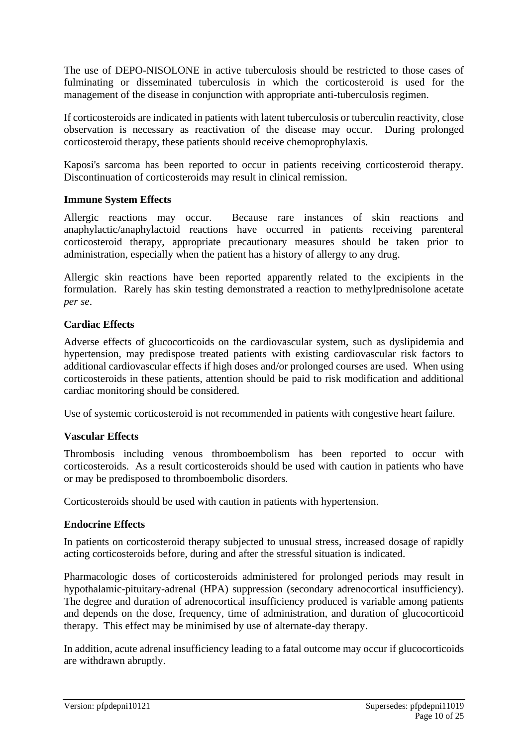The use of DEPO-NISOLONE in active tuberculosis should be restricted to those cases of fulminating or disseminated tuberculosis in which the corticosteroid is used for the management of the disease in conjunction with appropriate anti-tuberculosis regimen.

If corticosteroids are indicated in patients with latent tuberculosis or tuberculin reactivity, close observation is necessary as reactivation of the disease may occur. During prolonged corticosteroid therapy, these patients should receive chemoprophylaxis.

Kaposi's sarcoma has been reported to occur in patients receiving corticosteroid therapy. Discontinuation of corticosteroids may result in clinical remission.

**Immune System Effects**

Allergic reactions may occur. Because rare instances of skin reactions and anaphylactic/anaphylactoid reactions have occurred in patients receiving parenteral corticosteroid therapy, appropriate precautionary measures should be taken prior to administration, especially when the patient has a history of allergy to any drug.

Allergic skin reactions have been reported apparently related to the excipients in the formulation. Rarely has skin testing demonstrated a reaction to methylprednisolone acetate *per se*.

**Cardiac Effects**

Adverse effects of glucocorticoids on the cardiovascular system, such as dyslipidemia and hypertension, may predispose treated patients with existing cardiovascular risk factors to additional cardiovascular effects if high doses and/or prolonged courses are used. When using corticosteroids in these patients, attention should be paid to risk modification and additional cardiac monitoring should be considered.

Use of systemic corticosteroid is not recommended in patients with congestive heart failure.

**Vascular Effects**

Thrombosis including venous thromboembolism has been reported to occur with corticosteroids. As a result corticosteroids should be used with caution in patients who have or may be predisposed to thromboembolic disorders.

Corticosteroids should be used with caution in patients with hypertension.

**Endocrine Effects**

In patients on corticosteroid therapy subjected to unusual stress, increased dosage of rapidly acting corticosteroids before, during and after the stressful situation is indicated.

Pharmacologic doses of corticosteroids administered for prolonged periods may result in hypothalamic-pituitary-adrenal (HPA) suppression (secondary adrenocortical insufficiency). The degree and duration of adrenocortical insufficiency produced is variable among patients and depends on the dose, frequency, time of administration, and duration of glucocorticoid therapy. This effect may be minimised by use of alternate-day therapy.

In addition, acute adrenal insufficiency leading to a fatal outcome may occur if glucocorticoids are withdrawn abruptly.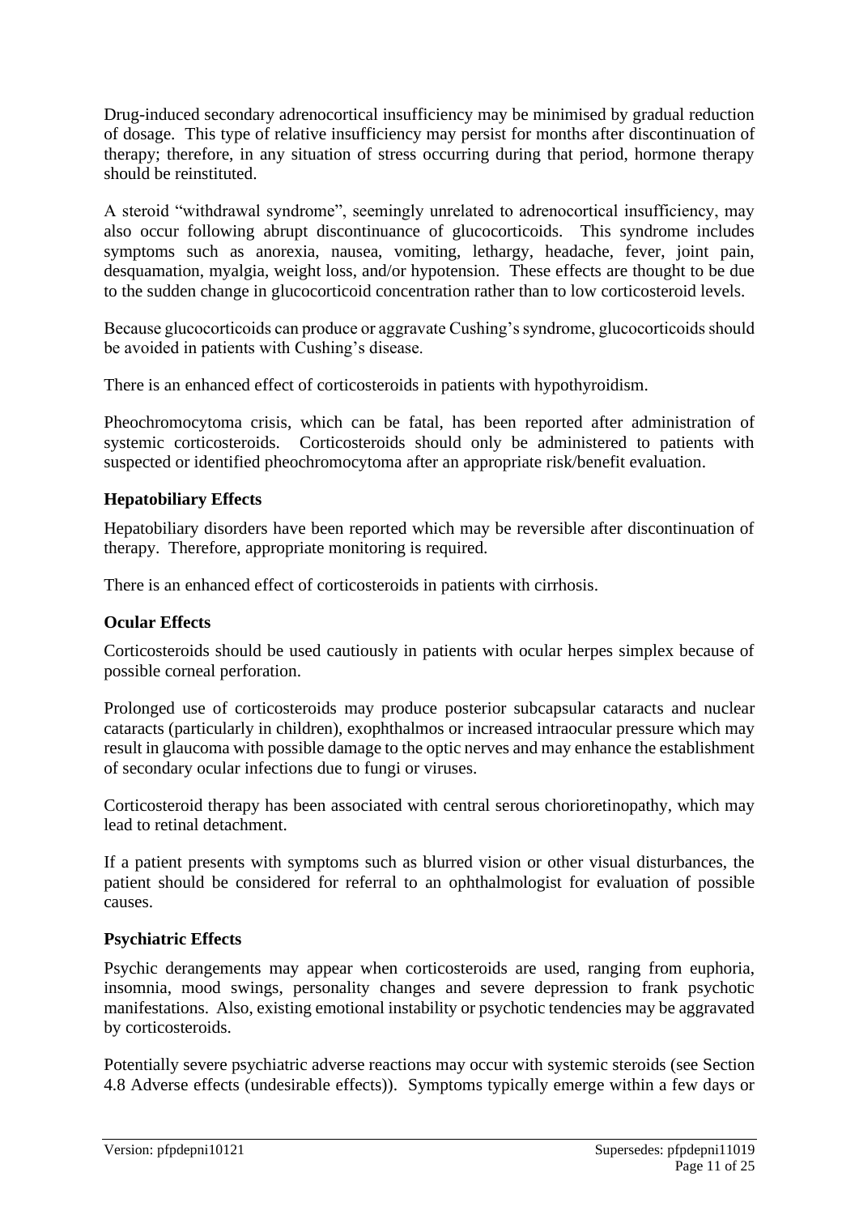Drug-induced secondary adrenocortical insufficiency may be minimised by gradual reduction of dosage. This type of relative insufficiency may persist for months after discontinuation of therapy; therefore, in any situation of stress occurring during that period, hormone therapy should be reinstituted.

A steroid "withdrawal syndrome", seemingly unrelated to adrenocortical insufficiency, may also occur following abrupt discontinuance of glucocorticoids. This syndrome includes symptoms such as anorexia, nausea, vomiting, lethargy, headache, fever, joint pain, desquamation, myalgia, weight loss, and/or hypotension. These effects are thought to be due to the sudden change in glucocorticoid concentration rather than to low corticosteroid levels.

Because glucocorticoids can produce or aggravate Cushing's syndrome, glucocorticoids should be avoided in patients with Cushing's disease.

There is an enhanced effect of corticosteroids in patients with hypothyroidism.

Pheochromocytoma crisis, which can be fatal, has been reported after administration of systemic corticosteroids. Corticosteroids should only be administered to patients with suspected or identified pheochromocytoma after an appropriate risk/benefit evaluation.

**Hepatobiliary Effects**

Hepatobiliary disorders have been reported which may be reversible after discontinuation of therapy. Therefore, appropriate monitoring is required.

There is an enhanced effect of corticosteroids in patients with cirrhosis.

**Ocular Effects**

Corticosteroids should be used cautiously in patients with ocular herpes simplex because of possible corneal perforation.

Prolonged use of corticosteroids may produce posterior subcapsular cataracts and nuclear cataracts (particularly in children), exophthalmos or increased intraocular pressure which may result in glaucoma with possible damage to the optic nerves and may enhance the establishment of secondary ocular infections due to fungi or viruses.

Corticosteroid therapy has been associated with central serous chorioretinopathy, which may lead to retinal detachment.

If a patient presents with symptoms such as blurred vision or other visual disturbances, the patient should be considered for referral to an ophthalmologist for evaluation of possible causes.

**Psychiatric Effects**

Psychic derangements may appear when corticosteroids are used, ranging from euphoria, insomnia, mood swings, personality changes and severe depression to frank psychotic manifestations. Also, existing emotional instability or psychotic tendencies may be aggravated by corticosteroids.

Potentially severe psychiatric adverse reactions may occur with systemic steroids (see Section 4.8 Adverse effects (undesirable effects)). Symptoms typically emerge within a few days or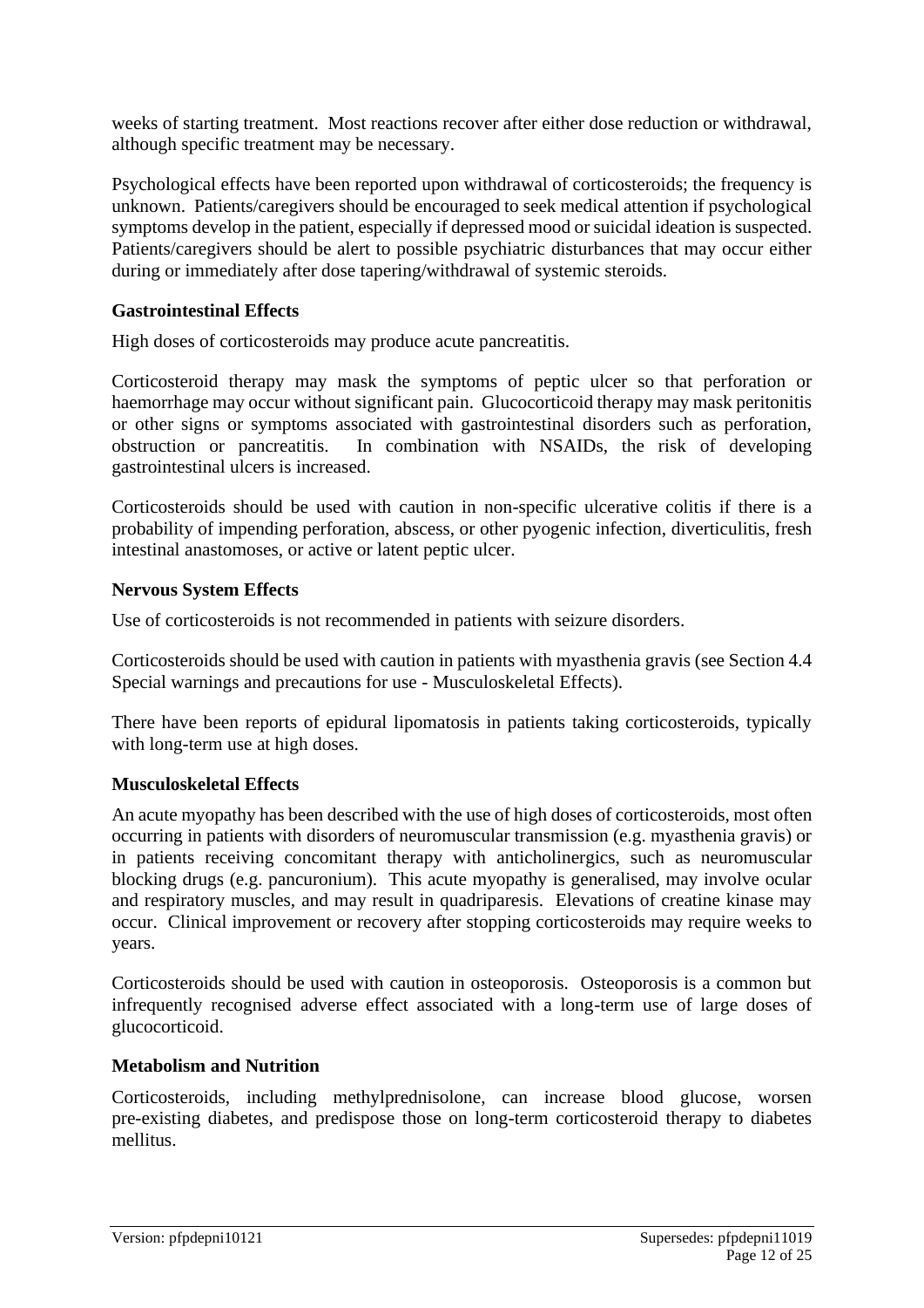weeks of starting treatment. Most reactions recover after either dose reduction or withdrawal, although specific treatment may be necessary.

Psychological effects have been reported upon withdrawal of corticosteroids; the frequency is unknown. Patients/caregivers should be encouraged to seek medical attention if psychological symptoms develop in the patient, especially if depressed mood or suicidal ideation is suspected. Patients/caregivers should be alert to possible psychiatric disturbances that may occur either during or immediately after dose tapering/withdrawal of systemic steroids.

**Gastrointestinal Effects**

High doses of corticosteroids may produce acute pancreatitis.

Corticosteroid therapy may mask the symptoms of peptic ulcer so that perforation or haemorrhage may occur without significant pain. Glucocorticoid therapy may mask peritonitis or other signs or symptoms associated with gastrointestinal disorders such as perforation, obstruction or pancreatitis. In combination with NSAIDs, the risk of developing gastrointestinal ulcers is increased.

Corticosteroids should be used with caution in non-specific ulcerative colitis if there is a probability of impending perforation, abscess, or other pyogenic infection, diverticulitis, fresh intestinal anastomoses, or active or latent peptic ulcer.

**Nervous System Effects**

Use of corticosteroids is not recommended in patients with seizure disorders.

Corticosteroids should be used with caution in patients with myasthenia gravis (see Section 4.4 Special warnings and precautions for use - Musculoskeletal Effects).

There have been reports of epidural lipomatosis in patients taking corticosteroids, typically with long-term use at high doses.

**Musculoskeletal Effects**

An acute myopathy has been described with the use of high doses of corticosteroids, most often occurring in patients with disorders of neuromuscular transmission (e.g. myasthenia gravis) or in patients receiving concomitant therapy with anticholinergics, such as neuromuscular blocking drugs (e.g. pancuronium). This acute myopathy is generalised, may involve ocular and respiratory muscles, and may result in quadriparesis. Elevations of creatine kinase may occur. Clinical improvement or recovery after stopping corticosteroids may require weeks to years.

Corticosteroids should be used with caution in osteoporosis. Osteoporosis is a common but infrequently recognised adverse effect associated with a long-term use of large doses of glucocorticoid.

**Metabolism and Nutrition**

Corticosteroids, including methylprednisolone, can increase blood glucose, worsen pre-existing diabetes, and predispose those on long-term corticosteroid therapy to diabetes mellitus.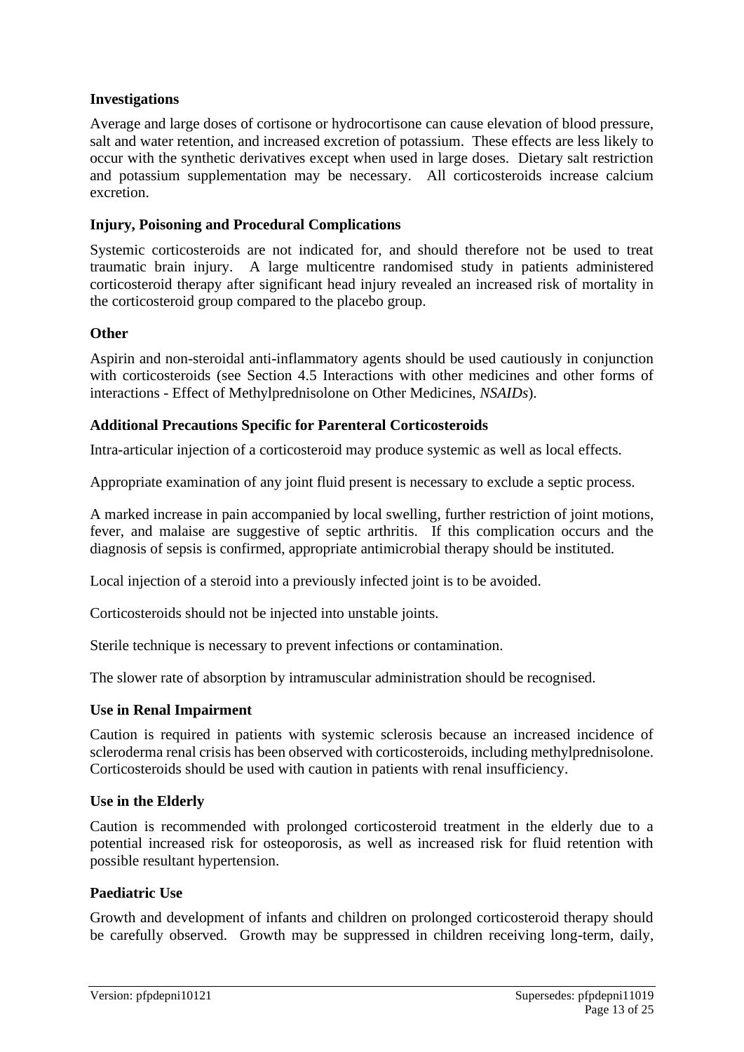**Investigations**

Average and large doses of cortisone or hydrocortisone can cause elevation of blood pressure, salt and water retention, and increased excretion of potassium. These effects are less likely to occur with the synthetic derivatives except when used in large doses. Dietary salt restriction and potassium supplementation may be necessary. All corticosteroids increase calcium excretion.

**Injury, Poisoning and Procedural Complications**

Systemic corticosteroids are not indicated for, and should therefore not be used to treat traumatic brain injury. A large multicentre randomised study in patients administered corticosteroid therapy after significant head injury revealed an increased risk of mortality in the corticosteroid group compared to the placebo group.

**Other**

Aspirin and non-steroidal anti-inflammatory agents should be used cautiously in conjunction with corticosteroids (see Section 4.5 Interactions with other medicines and other forms of interactions - Effect of Methylprednisolone on Other Medicines, *NSAIDs*).

**Additional Precautions Specific for Parenteral Corticosteroids**

Intra-articular injection of a corticosteroid may produce systemic as well as local effects.

Appropriate examination of any joint fluid present is necessary to exclude a septic process.

A marked increase in pain accompanied by local swelling, further restriction of joint motions, fever, and malaise are suggestive of septic arthritis. If this complication occurs and the diagnosis of sepsis is confirmed, appropriate antimicrobial therapy should be instituted.

Local injection of a steroid into a previously infected joint is to be avoided.

Corticosteroids should not be injected into unstable joints.

Sterile technique is necessary to prevent infections or contamination.

The slower rate of absorption by intramuscular administration should be recognised.

**Use in Renal Impairment**

Caution is required in patients with systemic sclerosis because an increased incidence of scleroderma renal crisis has been observed with corticosteroids, including methylprednisolone. Corticosteroids should be used with caution in patients with renal insufficiency.

**Use in the Elderly**

Caution is recommended with prolonged corticosteroid treatment in the elderly due to a potential increased risk for osteoporosis, as well as increased risk for fluid retention with possible resultant hypertension.

**Paediatric Use**

Growth and development of infants and children on prolonged corticosteroid therapy should be carefully observed. Growth may be suppressed in children receiving long-term, daily,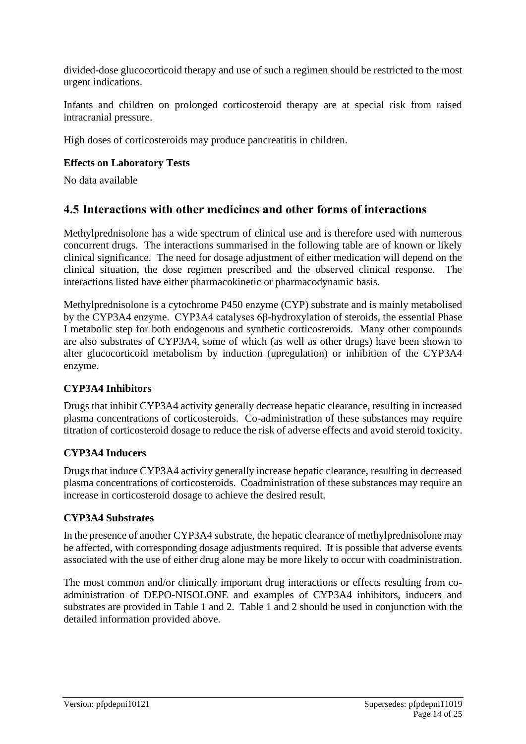divided-dose glucocorticoid therapy and use of such a regimen should be restricted to the most urgent indications.

Infants and children on prolonged corticosteroid therapy are at special risk from raised intracranial pressure.

High doses of corticosteroids may produce pancreatitis in children.

**Effects on Laboratory Tests**

No data available

## 4.5 Interactions with other medicines and other forms of interactions

Methylprednisolone has a wide spectrum of clinical use and is therefore used with numerous concurrent drugs. The interactions summarised in the following table are of known or likely clinical significance. The need for dosage adjustment of either medication will depend on the clinical situation, the dose regimen prescribed and the observed clinical response. The interactions listed have either pharmacokinetic or pharmacodynamic basis.

Methylprednisolone is a cytochrome P450 enzyme (CYP) substrate and is mainly metabolised by the CYP3A4 enzyme. CYP3A4 catalyses 6β-hydroxylation of steroids, the essential Phase I metabolic step for both endogenous and synthetic corticosteroids. Many other compounds are also substrates of CYP3A4, some of which (as well as other drugs) have been shown to alter glucocorticoid metabolism by induction (upregulation) or inhibition of the CYP3A4 enzyme.

**CYP3A4 Inhibitors**

Drugs that inhibit CYP3A4 activity generally decrease hepatic clearance, resulting in increased plasma concentrations of corticosteroids. Co-administration of these substances may require titration of corticosteroid dosage to reduce the risk of adverse effects and avoid steroid toxicity.

**CYP3A4 Inducers**

Drugs that induce CYP3A4 activity generally increase hepatic clearance, resulting in decreased plasma concentrations of corticosteroids. Coadministration of these substances may require an increase in corticosteroid dosage to achieve the desired result.

**CYP3A4 Substrates**

In the presence of another CYP3A4 substrate, the hepatic clearance of methylprednisolone may be affected, with corresponding dosage adjustments required. It is possible that adverse events associated with the use of either drug alone may be more likely to occur with coadministration.

The most common and/or clinically important drug interactions or effects resulting from co-administration of DEPO-NISOLONE and examples of CYP3A4 inhibitors, inducers and substrates are provided in Table 1 and 2. Table 1 and 2 should be used in conjunction with the detailed information provided above.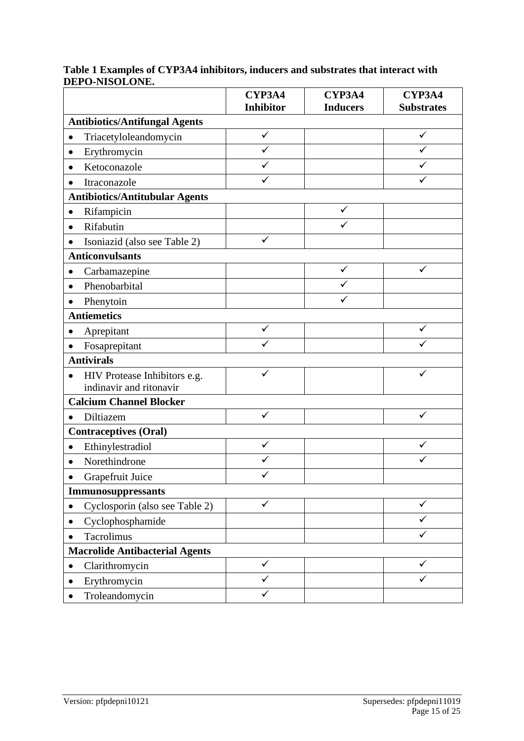**Table 1 Examples of CYP3A4 inhibitors, inducers and substrates that interact with DEPO-NISOLONE.**

| | CYP3A4 Inhibitor | CYP3A4 Inducers | CYP3A4 Substrates |
|---|---|---|---|
| **Antibiotics/Antifungal Agents** | | | |
| • Triacetyloleandomycin | ✓ | | ✓ |
| • Erythromycin | ✓ | | ✓ |
| • Ketoconazole | ✓ | | ✓ |
| • Itraconazole | ✓ | | ✓ |
| **Antibiotics/Antitubular Agents** | | | |
| • Rifampicin | | ✓ | |
| • Rifabutin | | ✓ | |
| • Isoniazid (also see Table 2) | ✓ | | |
| **Anticonvulsants** | | | |
| • Carbamazepine | | ✓ | ✓ |
| • Phenobarbital | | ✓ | |
| • Phenytoin | | ✓ | |
| **Antiemetics** | | | |
| • Aprepitant | ✓ | | ✓ |
| • Fosaprepitant | ✓ | | ✓ |
| **Antivirals** | | | |
| • HIV Protease Inhibitors e.g. indinavir and ritonavir | ✓ | | ✓ |
| **Calcium Channel Blocker** | | | |
| • Diltiazem | ✓ | | ✓ |
| **Contraceptives (Oral)** | | | |
| • Ethinylestradiol | ✓ | | ✓ |
| • Norethindrone | ✓ | | ✓ |
| • Grapefruit Juice | ✓ | | |
| **Immunosuppressants** | | | |
| • Cyclosporin (also see Table 2) | ✓ | | ✓ |
| • Cyclophosphamide | | | ✓ |
| • Tacrolimus | | | ✓ |
| **Macrolide Antibacterial Agents** | | | |
| • Clarithromycin | ✓ | | ✓ |
| • Erythromycin | ✓ | | ✓ |
| • Troleandomycin | ✓ | | |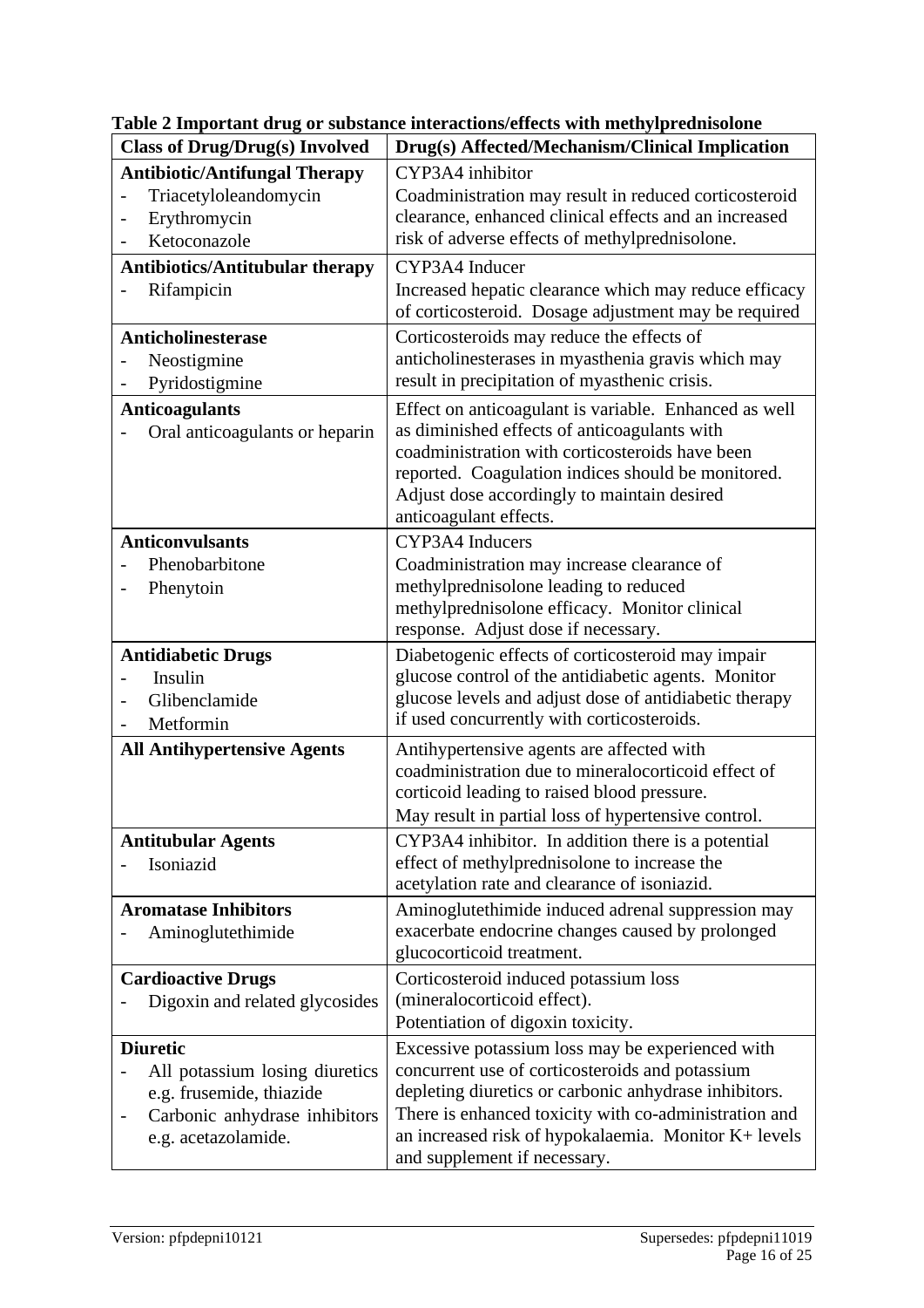**Table 2 Important drug or substance interactions/effects with methylprednisolone**

| Class of Drug/Drug(s) Involved | Drug(s) Affected/Mechanism/Clinical Implication |
|---|---|
| **Antibiotic/Antifungal Therapy**<br>- Triacetyloleandomycin<br>- Erythromycin<br>- Ketoconazole | CYP3A4 inhibitor<br>Coadministration may result in reduced corticosteroid clearance, enhanced clinical effects and an increased risk of adverse effects of methylprednisolone. |
| **Antibiotics/Antitubular therapy**<br>- Rifampicin | CYP3A4 Inducer<br>Increased hepatic clearance which may reduce efficacy of corticosteroid. Dosage adjustment may be required |
| **Anticholinesterase**<br>- Neostigmine<br>- Pyridostigmine | Corticosteroids may reduce the effects of anticholinesterases in myasthenia gravis which may result in precipitation of myasthenic crisis. |
| **Anticoagulants**<br>- Oral anticoagulants or heparin | Effect on anticoagulant is variable. Enhanced as well as diminished effects of anticoagulants with coadministration with corticosteroids have been reported. Coagulation indices should be monitored. Adjust dose accordingly to maintain desired anticoagulant effects. |
| **Anticonvulsants**<br>- Phenobarbitone<br>- Phenytoin | CYP3A4 Inducers<br>Coadministration may increase clearance of methylprednisolone leading to reduced methylprednisolone efficacy. Monitor clinical response. Adjust dose if necessary. |
| **Antidiabetic Drugs**<br>- Insulin<br>- Glibenclamide<br>- Metformin | Diabetogenic effects of corticosteroid may impair glucose control of the antidiabetic agents. Monitor glucose levels and adjust dose of antidiabetic therapy if used concurrently with corticosteroids. |
| **All Antihypertensive Agents** | Antihypertensive agents are affected with coadministration due to mineralocorticoid effect of corticoid leading to raised blood pressure.<br>May result in partial loss of hypertensive control. |
| **Antitubular Agents**<br>- Isoniazid | CYP3A4 inhibitor. In addition there is a potential effect of methylprednisolone to increase the acetylation rate and clearance of isoniazid. |
| **Aromatase Inhibitors**<br>- Aminoglutethimide | Aminoglutethimide induced adrenal suppression may exacerbate endocrine changes caused by prolonged glucocorticoid treatment. |
| **Cardioactive Drugs**<br>- Digoxin and related glycosides | Corticosteroid induced potassium loss (mineralocorticoid effect).<br>Potentiation of digoxin toxicity. |
| **Diuretic**<br>- All potassium losing diuretics e.g. frusemide, thiazide<br>- Carbonic anhydrase inhibitors e.g. acetazolamide. | Excessive potassium loss may be experienced with concurrent use of corticosteroids and potassium depleting diuretics or carbonic anhydrase inhibitors. There is enhanced toxicity with co-administration and an increased risk of hypokalaemia. Monitor K+ levels and supplement if necessary. |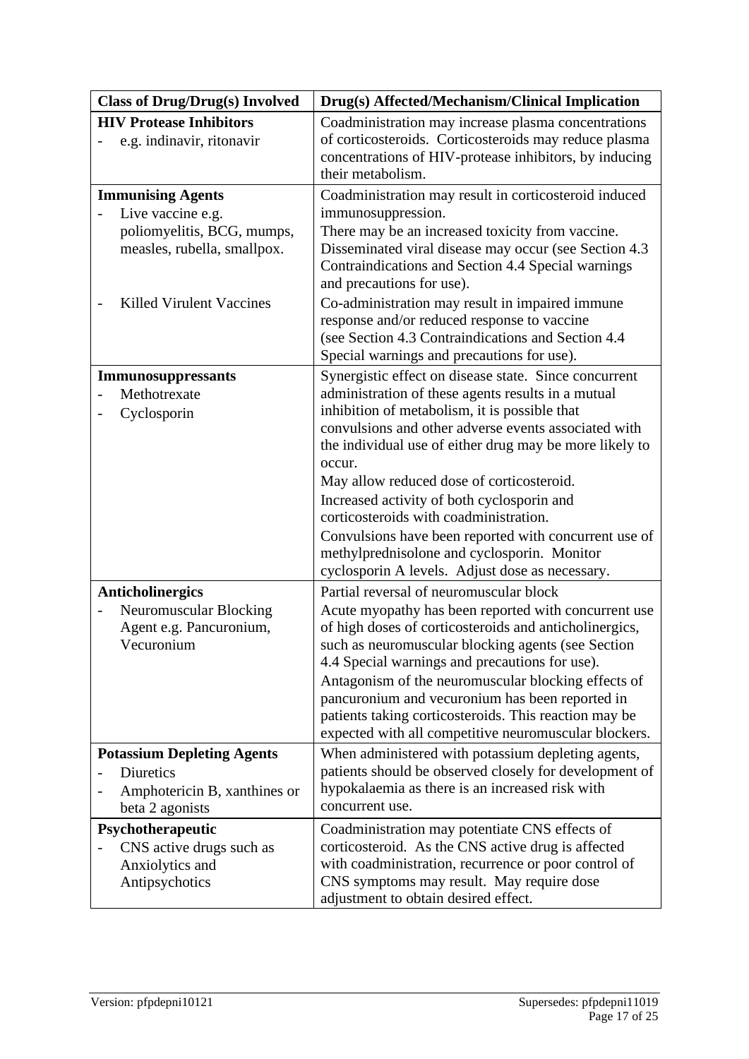| Class of Drug/Drug(s) Involved | Drug(s) Affected/Mechanism/Clinical Implication |
|---|---|
| **HIV Protease Inhibitors**<br>- e.g. indinavir, ritonavir | Coadministration may increase plasma concentrations of corticosteroids. Corticosteroids may reduce plasma concentrations of HIV-protease inhibitors, by inducing their metabolism. |
| **Immunising Agents**<br>- Live vaccine e.g. poliomyelitis, BCG, mumps, measles, rubella, smallpox.<br><br>- Killed Virulent Vaccines | Coadministration may result in corticosteroid induced immunosuppression.<br>There may be an increased toxicity from vaccine.<br>Disseminated viral disease may occur (see Section 4.3 Contraindications and Section 4.4 Special warnings and precautions for use).<br>Co-administration may result in impaired immune response and/or reduced response to vaccine (see Section 4.3 Contraindications and Section 4.4 Special warnings and precautions for use). |
| **Immunosuppressants**<br>- Methotrexate<br>- Cyclosporin | Synergistic effect on disease state. Since concurrent administration of these agents results in a mutual inhibition of metabolism, it is possible that convulsions and other adverse events associated with the individual use of either drug may be more likely to occur.<br>May allow reduced dose of corticosteroid.<br>Increased activity of both cyclosporin and corticosteroids with coadministration.<br>Convulsions have been reported with concurrent use of methylprednisolone and cyclosporin. Monitor cyclosporin A levels. Adjust dose as necessary. |
| **Anticholinergics**<br>- Neuromuscular Blocking Agent e.g. Pancuronium, Vecuronium | Partial reversal of neuromuscular block<br>Acute myopathy has been reported with concurrent use of high doses of corticosteroids and anticholinergics, such as neuromuscular blocking agents (see Section 4.4 Special warnings and precautions for use).<br>Antagonism of the neuromuscular blocking effects of pancuronium and vecuronium has been reported in patients taking corticosteroids. This reaction may be expected with all competitive neuromuscular blockers. |
| **Potassium Depleting Agents**<br>- Diuretics<br>- Amphotericin B, xanthines or beta 2 agonists | When administered with potassium depleting agents, patients should be observed closely for development of hypokalaemia as there is an increased risk with concurrent use. |
| **Psychotherapeutic**<br>- CNS active drugs such as Anxiolytics and Antipsychotics | Coadministration may potentiate CNS effects of corticosteroid. As the CNS active drug is affected with coadministration, recurrence or poor control of CNS symptoms may result. May require dose adjustment to obtain desired effect. |

Version: pfpdepni10121 Supersedes: pfpdepni11019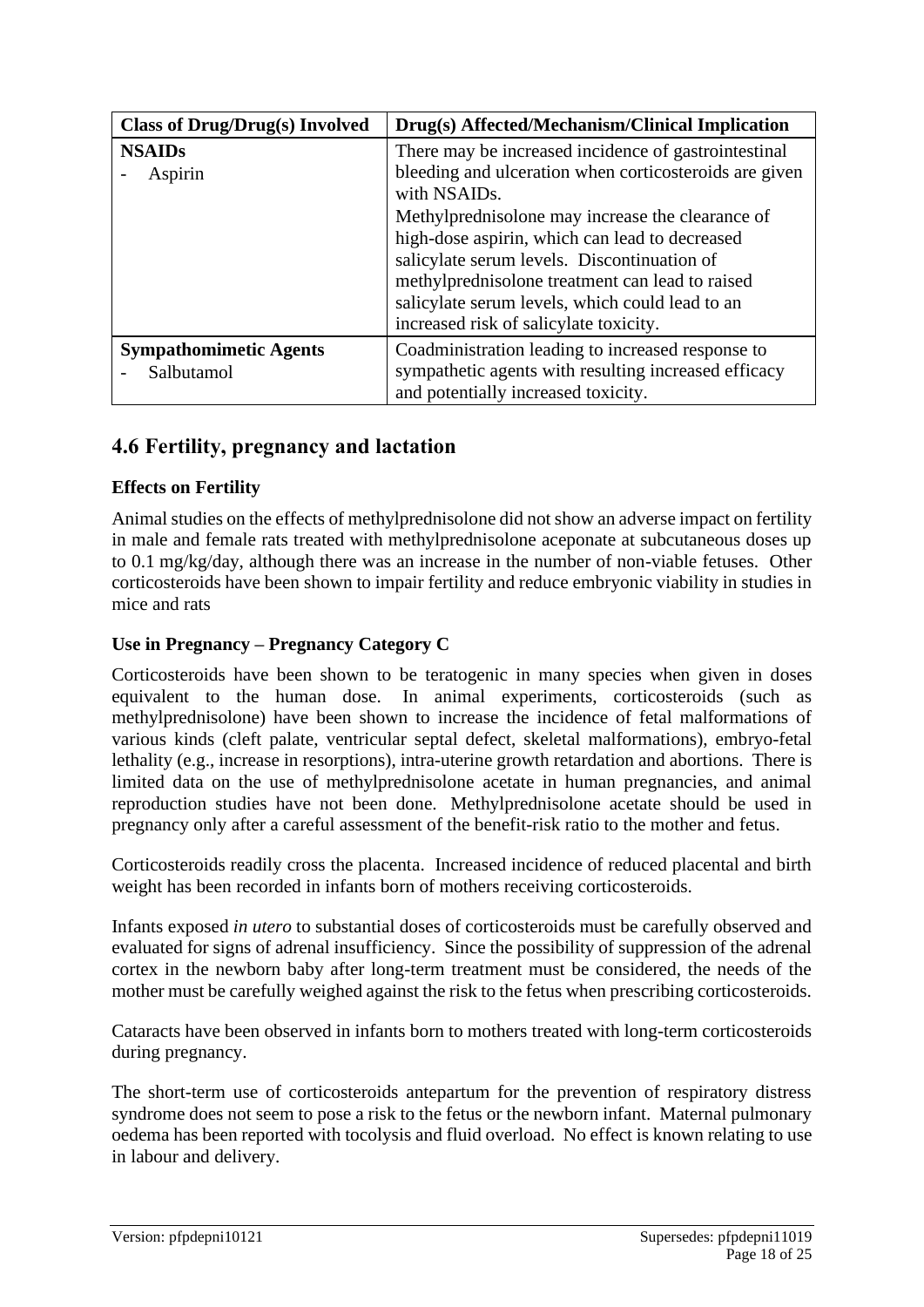| Class of Drug/Drug(s) Involved | Drug(s) Affected/Mechanism/Clinical Implication |
| --- | --- |
| **NSAIDs**<br>- Aspirin | There may be increased incidence of gastrointestinal bleeding and ulceration when corticosteroids are given with NSAIDs.<br>Methylprednisolone may increase the clearance of high-dose aspirin, which can lead to decreased salicylate serum levels. Discontinuation of methylprednisolone treatment can lead to raised salicylate serum levels, which could lead to an increased risk of salicylate toxicity. |
| **Sympathomimetic Agents**<br>- Salbutamol | Coadministration leading to increased response to sympathetic agents with resulting increased efficacy and potentially increased toxicity. |

## 4.6 Fertility, pregnancy and lactation

### Effects on Fertility

Animal studies on the effects of methylprednisolone did not show an adverse impact on fertility in male and female rats treated with methylprednisolone aceponate at subcutaneous doses up to 0.1 mg/kg/day, although there was an increase in the number of non-viable fetuses. Other corticosteroids have been shown to impair fertility and reduce embryonic viability in studies in mice and rats

### Use in Pregnancy – Pregnancy Category C

Corticosteroids have been shown to be teratogenic in many species when given in doses equivalent to the human dose. In animal experiments, corticosteroids (such as methylprednisolone) have been shown to increase the incidence of fetal malformations of various kinds (cleft palate, ventricular septal defect, skeletal malformations), embryo-fetal lethality (e.g., increase in resorptions), intra-uterine growth retardation and abortions. There is limited data on the use of methylprednisolone acetate in human pregnancies, and animal reproduction studies have not been done. Methylprednisolone acetate should be used in pregnancy only after a careful assessment of the benefit-risk ratio to the mother and fetus.

Corticosteroids readily cross the placenta. Increased incidence of reduced placental and birth weight has been recorded in infants born of mothers receiving corticosteroids.

Infants exposed *in utero* to substantial doses of corticosteroids must be carefully observed and evaluated for signs of adrenal insufficiency. Since the possibility of suppression of the adrenal cortex in the newborn baby after long-term treatment must be considered, the needs of the mother must be carefully weighed against the risk to the fetus when prescribing corticosteroids.

Cataracts have been observed in infants born to mothers treated with long-term corticosteroids during pregnancy.

The short-term use of corticosteroids antepartum for the prevention of respiratory distress syndrome does not seem to pose a risk to the fetus or the newborn infant. Maternal pulmonary oedema has been reported with tocolysis and fluid overload. No effect is known relating to use in labour and delivery.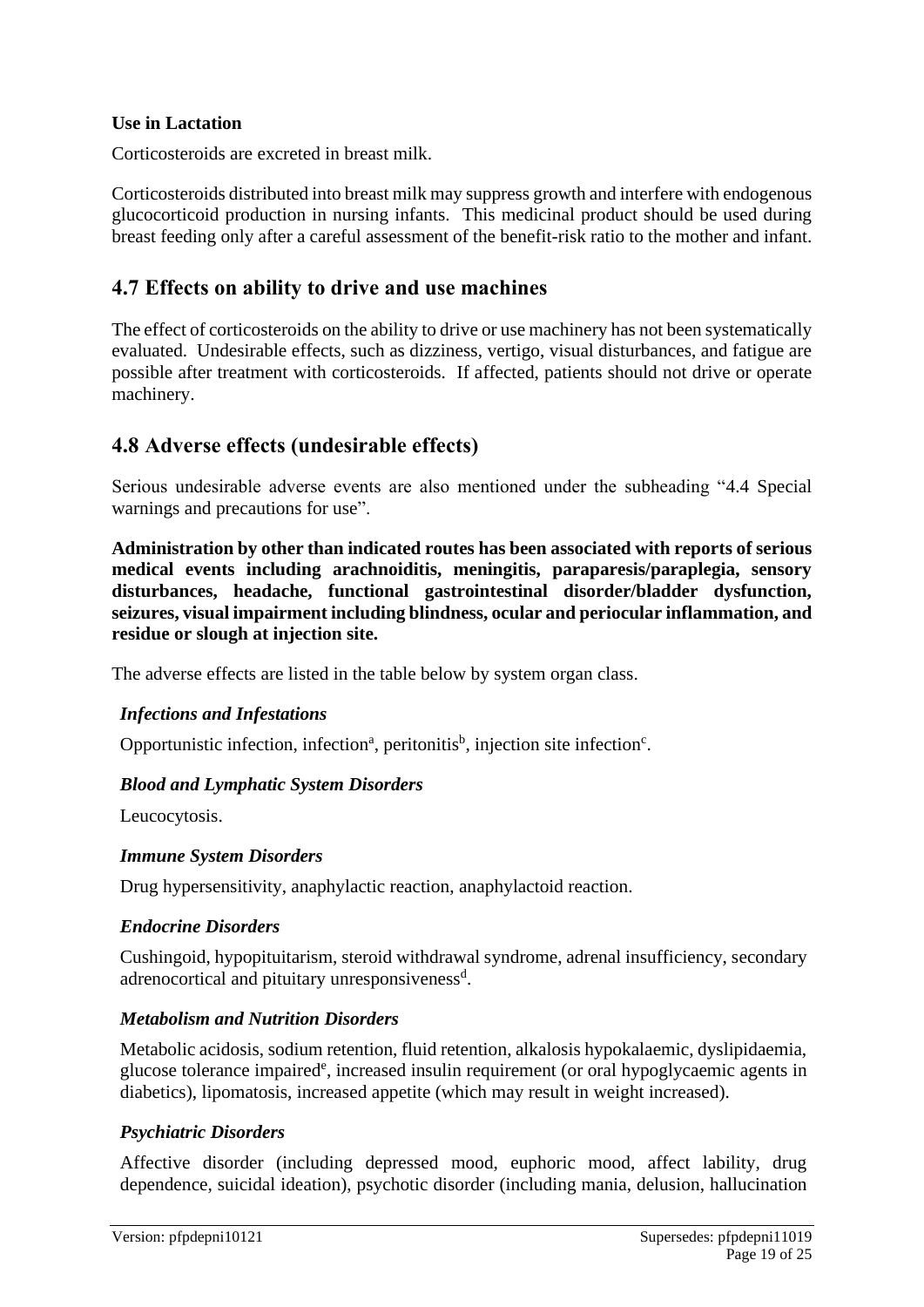**Use in Lactation**

Corticosteroids are excreted in breast milk.

Corticosteroids distributed into breast milk may suppress growth and interfere with endogenous glucocorticoid production in nursing infants. This medicinal product should be used during breast feeding only after a careful assessment of the benefit-risk ratio to the mother and infant.

## 4.7 Effects on ability to drive and use machines

The effect of corticosteroids on the ability to drive or use machinery has not been systematically evaluated. Undesirable effects, such as dizziness, vertigo, visual disturbances, and fatigue are possible after treatment with corticosteroids. If affected, patients should not drive or operate machinery.

## 4.8 Adverse effects (undesirable effects)

Serious undesirable adverse events are also mentioned under the subheading "4.4 Special warnings and precautions for use".

**Administration by other than indicated routes has been associated with reports of serious medical events including arachnoiditis, meningitis, paraparesis/paraplegia, sensory disturbances, headache, functional gastrointestinal disorder/bladder dysfunction, seizures, visual impairment including blindness, ocular and periocular inflammation, and residue or slough at injection site.**

The adverse effects are listed in the table below by system organ class.

***Infections and Infestations***

Opportunistic infection, infection[a], peritonitis[b], injection site infection[c].

***Blood and Lymphatic System Disorders***

Leucocytosis.

***Immune System Disorders***

Drug hypersensitivity, anaphylactic reaction, anaphylactoid reaction.

***Endocrine Disorders***

Cushingoid, hypopituitarism, steroid withdrawal syndrome, adrenal insufficiency, secondary adrenocortical and pituitary unresponsiveness[d].

***Metabolism and Nutrition Disorders***

Metabolic acidosis, sodium retention, fluid retention, alkalosis hypokalaemic, dyslipidaemia, glucose tolerance impaired[e], increased insulin requirement (or oral hypoglycaemic agents in diabetics), lipomatosis, increased appetite (which may result in weight increased).

***Psychiatric Disorders***

Affective disorder (including depressed mood, euphoric mood, affect lability, drug dependence, suicidal ideation), psychotic disorder (including mania, delusion, hallucination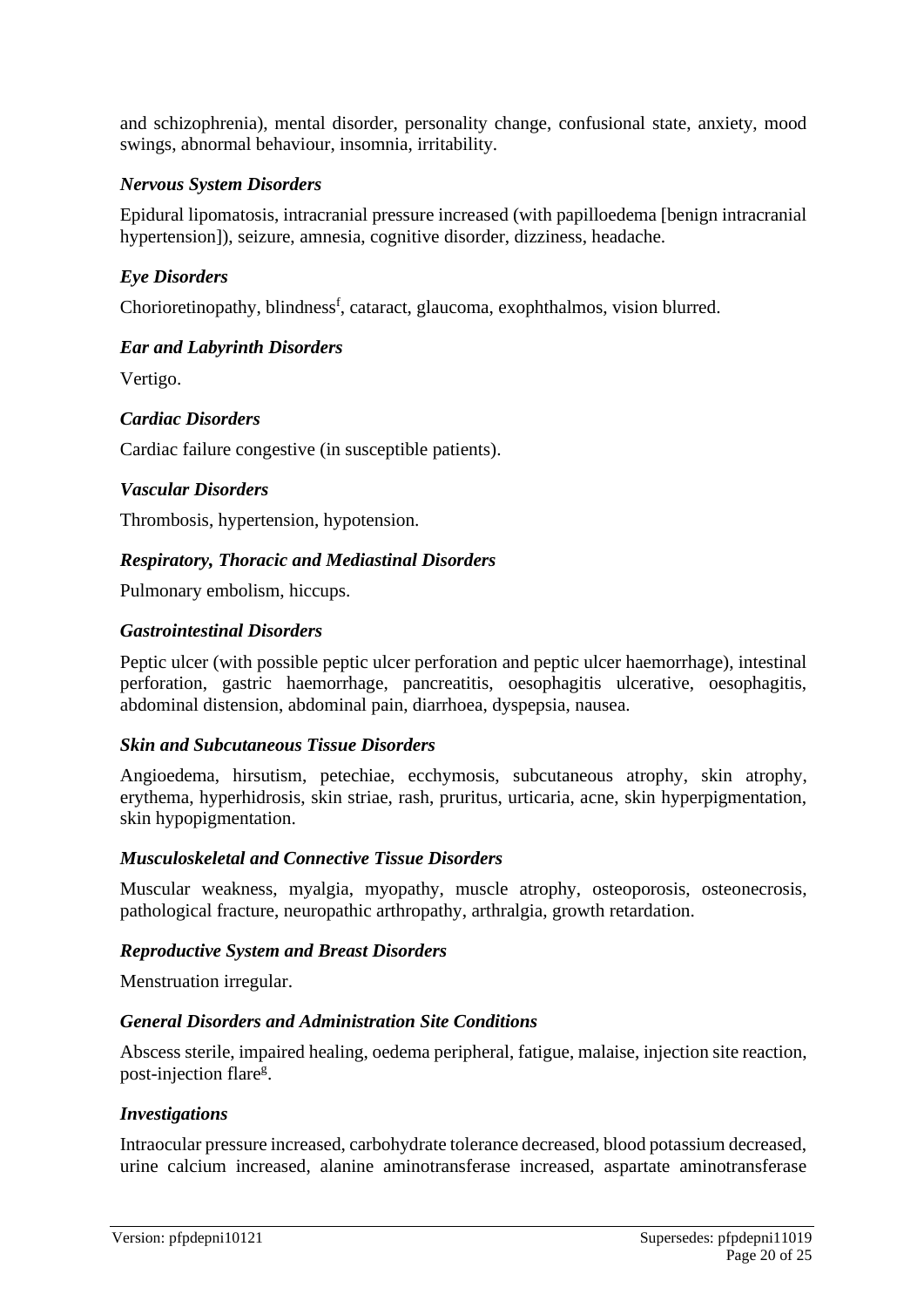and schizophrenia), mental disorder, personality change, confusional state, anxiety, mood swings, abnormal behaviour, insomnia, irritability.

### *Nervous System Disorders*

Epidural lipomatosis, intracranial pressure increased (with papilloedema [benign intracranial hypertension]), seizure, amnesia, cognitive disorder, dizziness, headache.

### *Eye Disorders*

Chorioretinopathy, blindness[f], cataract, glaucoma, exophthalmos, vision blurred.

### *Ear and Labyrinth Disorders*

Vertigo.

### *Cardiac Disorders*

Cardiac failure congestive (in susceptible patients).

### *Vascular Disorders*

Thrombosis, hypertension, hypotension.

### *Respiratory, Thoracic and Mediastinal Disorders*

Pulmonary embolism, hiccups.

### *Gastrointestinal Disorders*

Peptic ulcer (with possible peptic ulcer perforation and peptic ulcer haemorrhage), intestinal perforation, gastric haemorrhage, pancreatitis, oesophagitis ulcerative, oesophagitis, abdominal distension, abdominal pain, diarrhoea, dyspepsia, nausea.

### *Skin and Subcutaneous Tissue Disorders*

Angioedema, hirsutism, petechiae, ecchymosis, subcutaneous atrophy, skin atrophy, erythema, hyperhidrosis, skin striae, rash, pruritus, urticaria, acne, skin hyperpigmentation, skin hypopigmentation.

### *Musculoskeletal and Connective Tissue Disorders*

Muscular weakness, myalgia, myopathy, muscle atrophy, osteoporosis, osteonecrosis, pathological fracture, neuropathic arthropathy, arthralgia, growth retardation.

### *Reproductive System and Breast Disorders*

Menstruation irregular.

### *General Disorders and Administration Site Conditions*

Abscess sterile, impaired healing, oedema peripheral, fatigue, malaise, injection site reaction, post-injection flare[g].

### *Investigations*

Intraocular pressure increased, carbohydrate tolerance decreased, blood potassium decreased, urine calcium increased, alanine aminotransferase increased, aspartate aminotransferase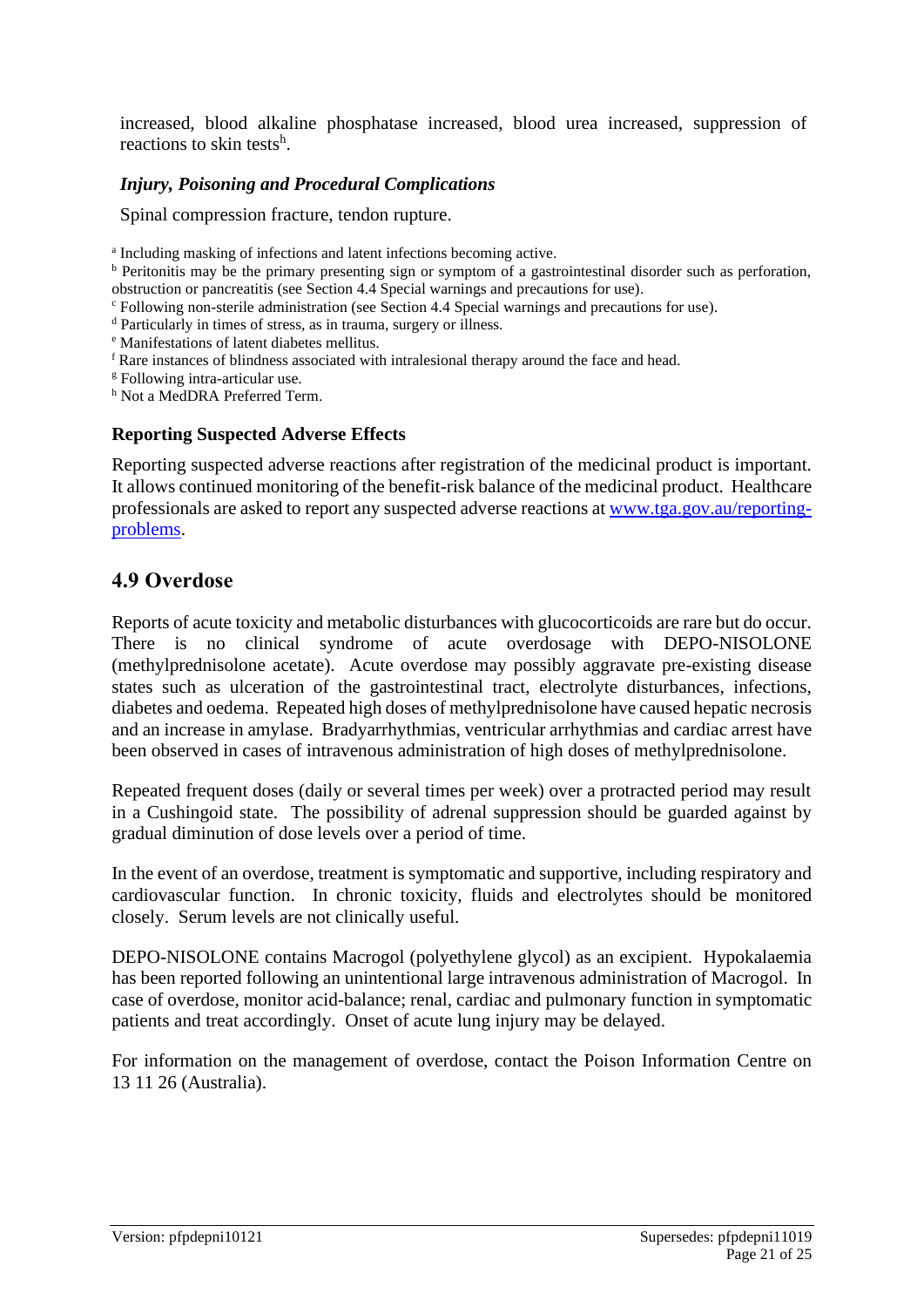increased, blood alkaline phosphatase increased, blood urea increased, suppression of reactions to skin tests[h].

***Injury, Poisoning and Procedural Complications***

Spinal compression fracture, tendon rupture.

[a] Including masking of infections and latent infections becoming active.

[b] Peritonitis may be the primary presenting sign or symptom of a gastrointestinal disorder such as perforation, obstruction or pancreatitis (see Section 4.4 Special warnings and precautions for use).

[c] Following non-sterile administration (see Section 4.4 Special warnings and precautions for use).

[d] Particularly in times of stress, as in trauma, surgery or illness.

[e] Manifestations of latent diabetes mellitus.

[f] Rare instances of blindness associated with intralesional therapy around the face and head.

[g] Following intra-articular use.

[h] Not a MedDRA Preferred Term.

**Reporting Suspected Adverse Effects**

Reporting suspected adverse reactions after registration of the medicinal product is important. It allows continued monitoring of the benefit-risk balance of the medicinal product. Healthcare professionals are asked to report any suspected adverse reactions at [www.tga.gov.au/reporting-problems](http://www.tga.gov.au/reporting-problems).

## 4.9 Overdose

Reports of acute toxicity and metabolic disturbances with glucocorticoids are rare but do occur. There is no clinical syndrome of acute overdosage with DEPO-NISOLONE (methylprednisolone acetate). Acute overdose may possibly aggravate pre-existing disease states such as ulceration of the gastrointestinal tract, electrolyte disturbances, infections, diabetes and oedema. Repeated high doses of methylprednisolone have caused hepatic necrosis and an increase in amylase. Bradyarrhythmias, ventricular arrhythmias and cardiac arrest have been observed in cases of intravenous administration of high doses of methylprednisolone.

Repeated frequent doses (daily or several times per week) over a protracted period may result in a Cushingoid state. The possibility of adrenal suppression should be guarded against by gradual diminution of dose levels over a period of time.

In the event of an overdose, treatment is symptomatic and supportive, including respiratory and cardiovascular function. In chronic toxicity, fluids and electrolytes should be monitored closely. Serum levels are not clinically useful.

DEPO-NISOLONE contains Macrogol (polyethylene glycol) as an excipient. Hypokalaemia has been reported following an unintentional large intravenous administration of Macrogol. In case of overdose, monitor acid-balance; renal, cardiac and pulmonary function in symptomatic patients and treat accordingly. Onset of acute lung injury may be delayed.

For information on the management of overdose, contact the Poison Information Centre on 13 11 26 (Australia).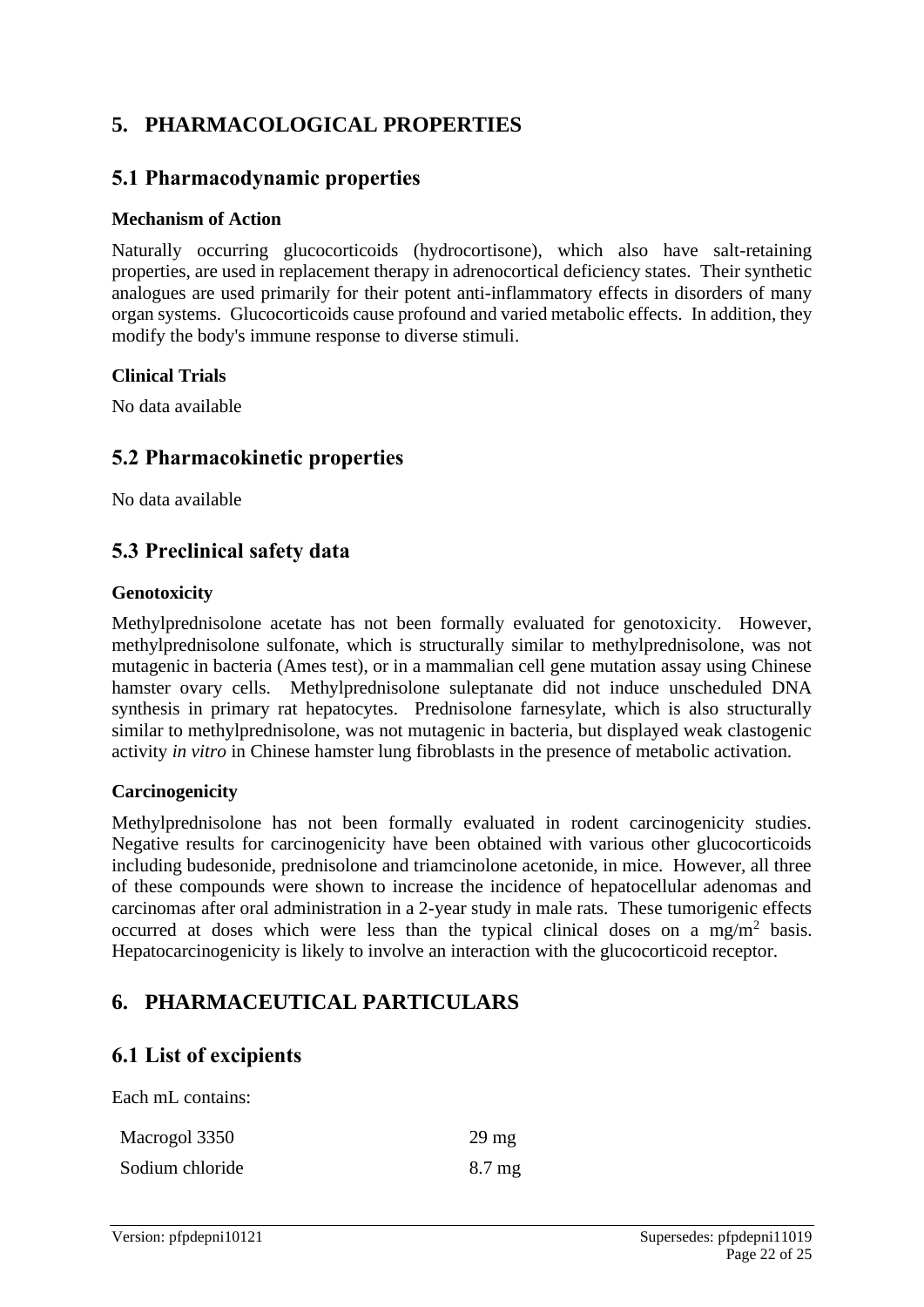# 5. PHARMACOLOGICAL PROPERTIES

## 5.1 Pharmacodynamic properties

### Mechanism of Action

Naturally occurring glucocorticoids (hydrocortisone), which also have salt-retaining properties, are used in replacement therapy in adrenocortical deficiency states. Their synthetic analogues are used primarily for their potent anti-inflammatory effects in disorders of many organ systems. Glucocorticoids cause profound and varied metabolic effects. In addition, they modify the body's immune response to diverse stimuli.

### Clinical Trials

No data available

## 5.2 Pharmacokinetic properties

No data available

## 5.3 Preclinical safety data

### Genotoxicity

Methylprednisolone acetate has not been formally evaluated for genotoxicity. However, methylprednisolone sulfonate, which is structurally similar to methylprednisolone, was not mutagenic in bacteria (Ames test), or in a mammalian cell gene mutation assay using Chinese hamster ovary cells. Methylprednisolone suleptanate did not induce unscheduled DNA synthesis in primary rat hepatocytes. Prednisolone farnesylate, which is also structurally similar to methylprednisolone, was not mutagenic in bacteria, but displayed weak clastogenic activity *in vitro* in Chinese hamster lung fibroblasts in the presence of metabolic activation.

### Carcinogenicity

Methylprednisolone has not been formally evaluated in rodent carcinogenicity studies. Negative results for carcinogenicity have been obtained with various other glucocorticoids including budesonide, prednisolone and triamcinolone acetonide, in mice. However, all three of these compounds were shown to increase the incidence of hepatocellular adenomas and carcinomas after oral administration in a 2-year study in male rats. These tumorigenic effects occurred at doses which were less than the typical clinical doses on a $mg/m^2$ basis. Hepatocarcinogenicity is likely to involve an interaction with the glucocorticoid receptor.

# 6. PHARMACEUTICAL PARTICULARS

## 6.1 List of excipients

Each mL contains:

| | |
|---|---|
| Macrogol 3350 | 29 mg |
| Sodium chloride | 8.7 mg |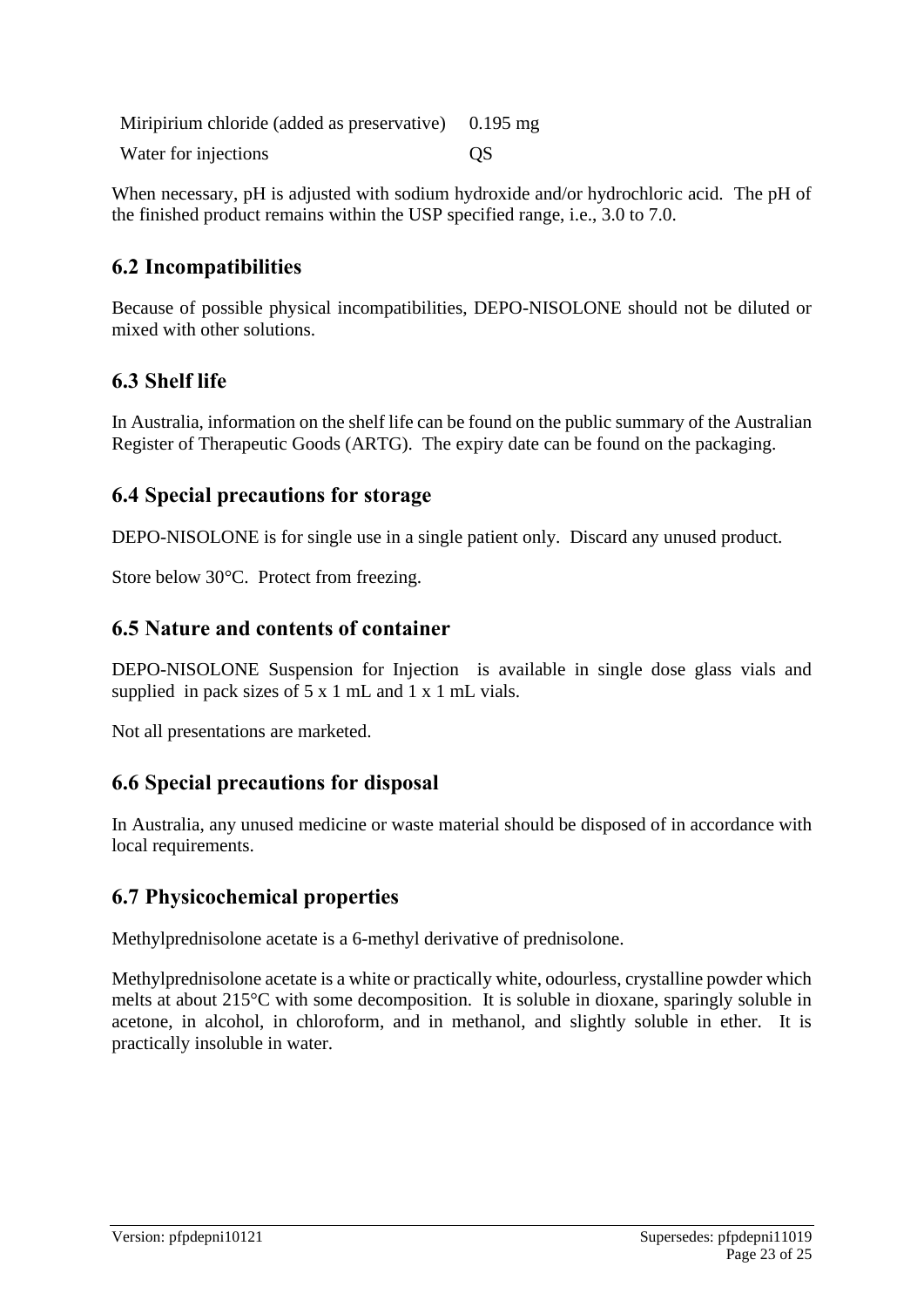| | |
|---|---|
| Miripirium chloride (added as preservative) | 0.195 mg |
| Water for injections | QS |

When necessary, pH is adjusted with sodium hydroxide and/or hydrochloric acid. The pH of the finished product remains within the USP specified range, i.e., 3.0 to 7.0.

## 6.2 Incompatibilities

Because of possible physical incompatibilities, DEPO-NISOLONE should not be diluted or mixed with other solutions.

## 6.3 Shelf life

In Australia, information on the shelf life can be found on the public summary of the Australian Register of Therapeutic Goods (ARTG). The expiry date can be found on the packaging.

## 6.4 Special precautions for storage

DEPO-NISOLONE is for single use in a single patient only. Discard any unused product.

Store below 30°C. Protect from freezing.

## 6.5 Nature and contents of container

DEPO-NISOLONE Suspension for Injection is available in single dose glass vials and supplied in pack sizes of 5 x 1 mL and 1 x 1 mL vials.

Not all presentations are marketed.

## 6.6 Special precautions for disposal

In Australia, any unused medicine or waste material should be disposed of in accordance with local requirements.

## 6.7 Physicochemical properties

Methylprednisolone acetate is a 6-methyl derivative of prednisolone.

Methylprednisolone acetate is a white or practically white, odourless, crystalline powder which melts at about 215°C with some decomposition. It is soluble in dioxane, sparingly soluble in acetone, in alcohol, in chloroform, and in methanol, and slightly soluble in ether. It is practically insoluble in water.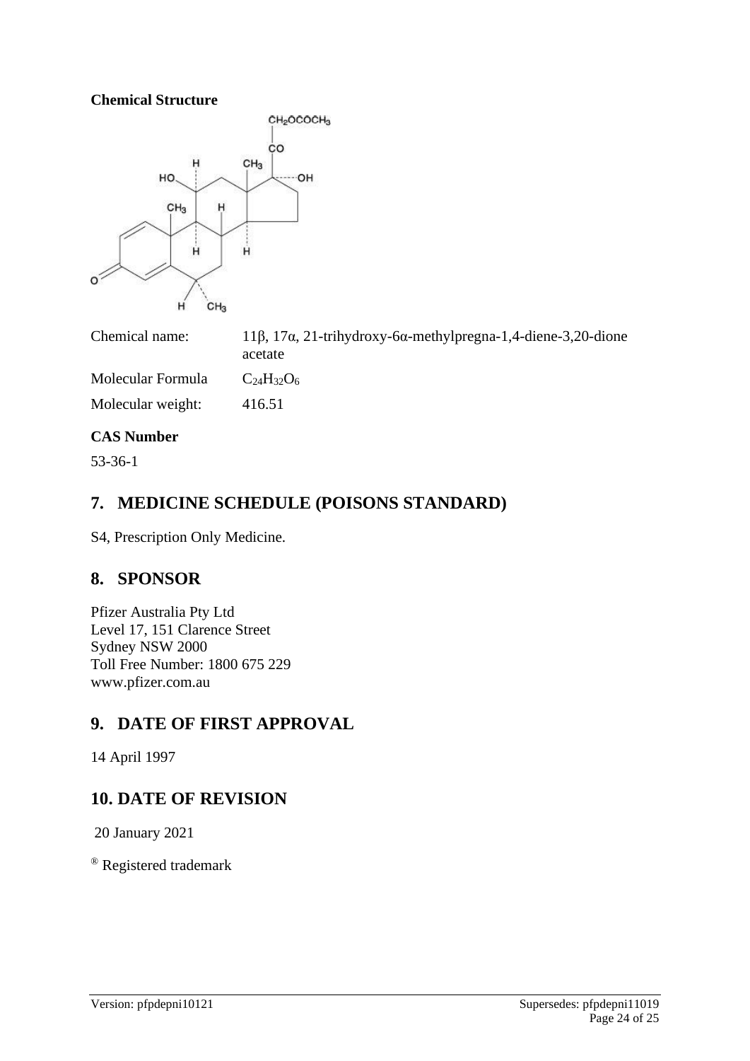**Chemical Structure**

| | |
|---|---|
| Chemical name: | 11β, 17α, 21-trihydroxy-6α-methylpregna-1,4-diene-3,20-dione acetate |
| Molecular Formula | $C_{24}H_{32}O_6$ |
| Molecular weight: | 416.51 |

**CAS Number**

53-36-1

## 7. MEDICINE SCHEDULE (POISONS STANDARD)

S4, Prescription Only Medicine.

## 8. SPONSOR

Pfizer Australia Pty Ltd
Level 17, 151 Clarence Street
Sydney NSW 2000
Toll Free Number: 1800 675 229
www.pfizer.com.au

## 9. DATE OF FIRST APPROVAL

14 April 1997

## 10. DATE OF REVISION

20 January 2021

® Registered trademark

Version: pfpdepni10121 Supersedes: pfpdepni11019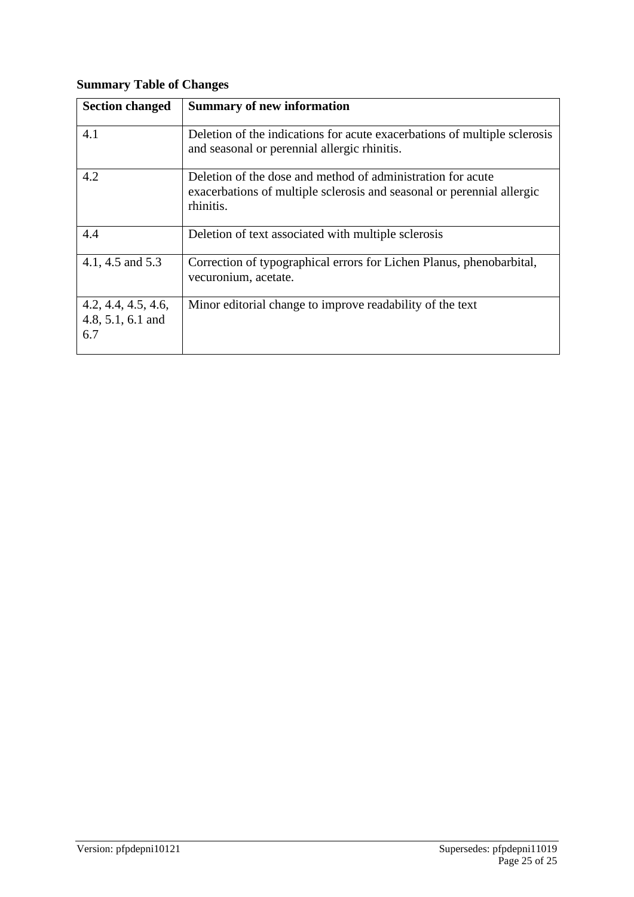**Summary Table of Changes**

| Section changed | Summary of new information |
|---|---|
| 4.1 | Deletion of the indications for acute exacerbations of multiple sclerosis and seasonal or perennial allergic rhinitis. |
| 4.2 | Deletion of the dose and method of administration for acute exacerbations of multiple sclerosis and seasonal or perennial allergic rhinitis. |
| 4.4 | Deletion of text associated with multiple sclerosis |
| 4.1, 4.5 and 5.3 | Correction of typographical errors for Lichen Planus, phenobarbital, vecuronium, acetate. |
| 4.2, 4.4, 4.5, 4.6, 4.8, 5.1, 6.1 and 6.7 | Minor editorial change to improve readability of the text |

Version: pfpdepni10121 Supersedes: pfpdepni11019